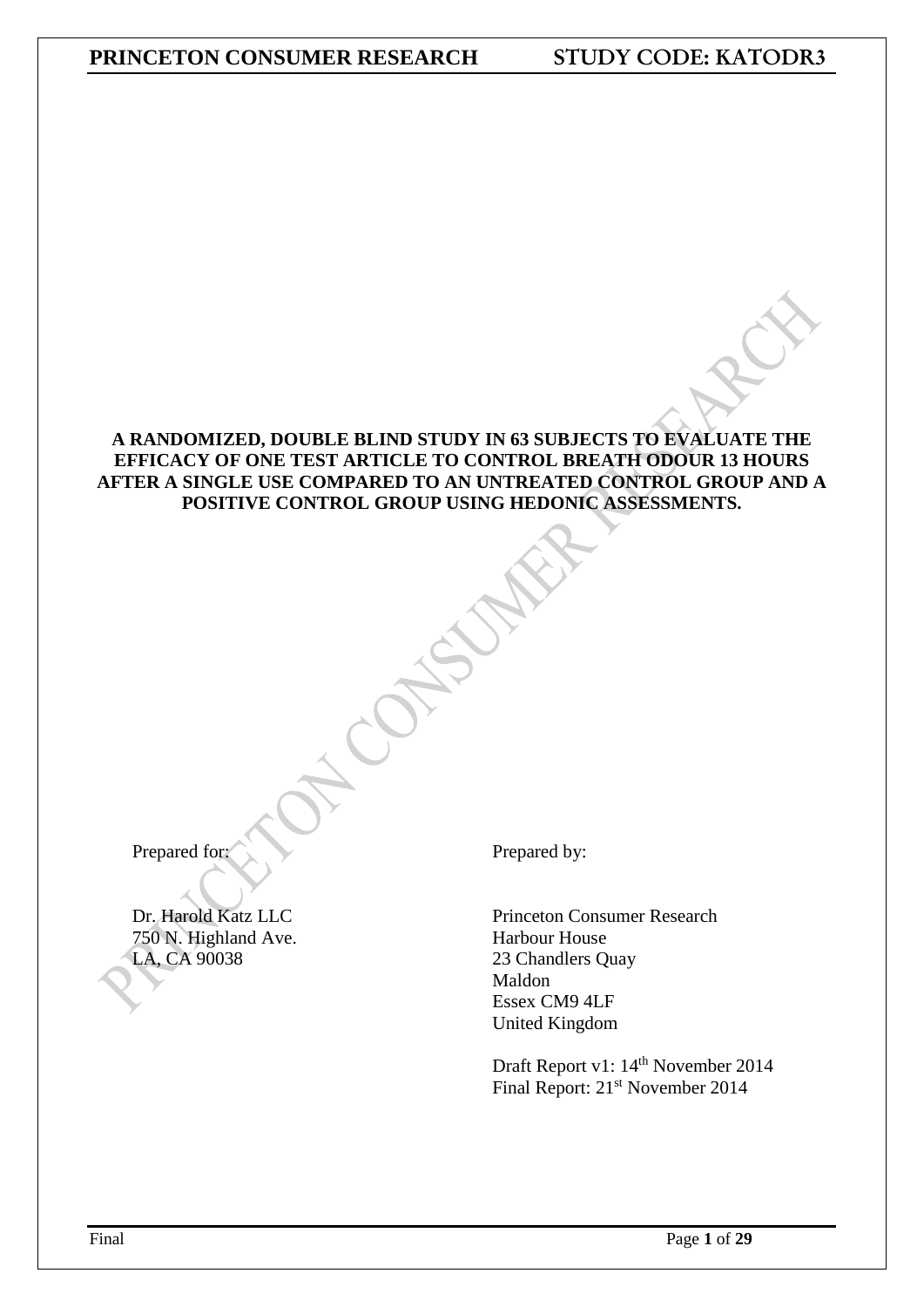# A RANDOMIZED, DOUBLE BLIND STUDY IN 63 SUBJECTS TO EVALUATE THE EFFICACY OF ONE TEST ARTICLE TO CONTROL BREATH ODOUR 13 HOURS AFTER A SINGLE USE COMPARED TO AN UNTREATED CONTROL GROUP AND A POSITIVE CONTROL GROUP USING HEDONIC ASSESSMENTS.

Prepared for:

Dr. Harold Katz LLC
750 N. Highland Ave.
LA, CA 90038

Prepared by:

Princeton Consumer Research
Harbour House
23 Chandlers Quay
Maldon
Essex CM9 4LF
United Kingdom

Draft Report v1: 14th November 2014
Final Report: 21st November 2014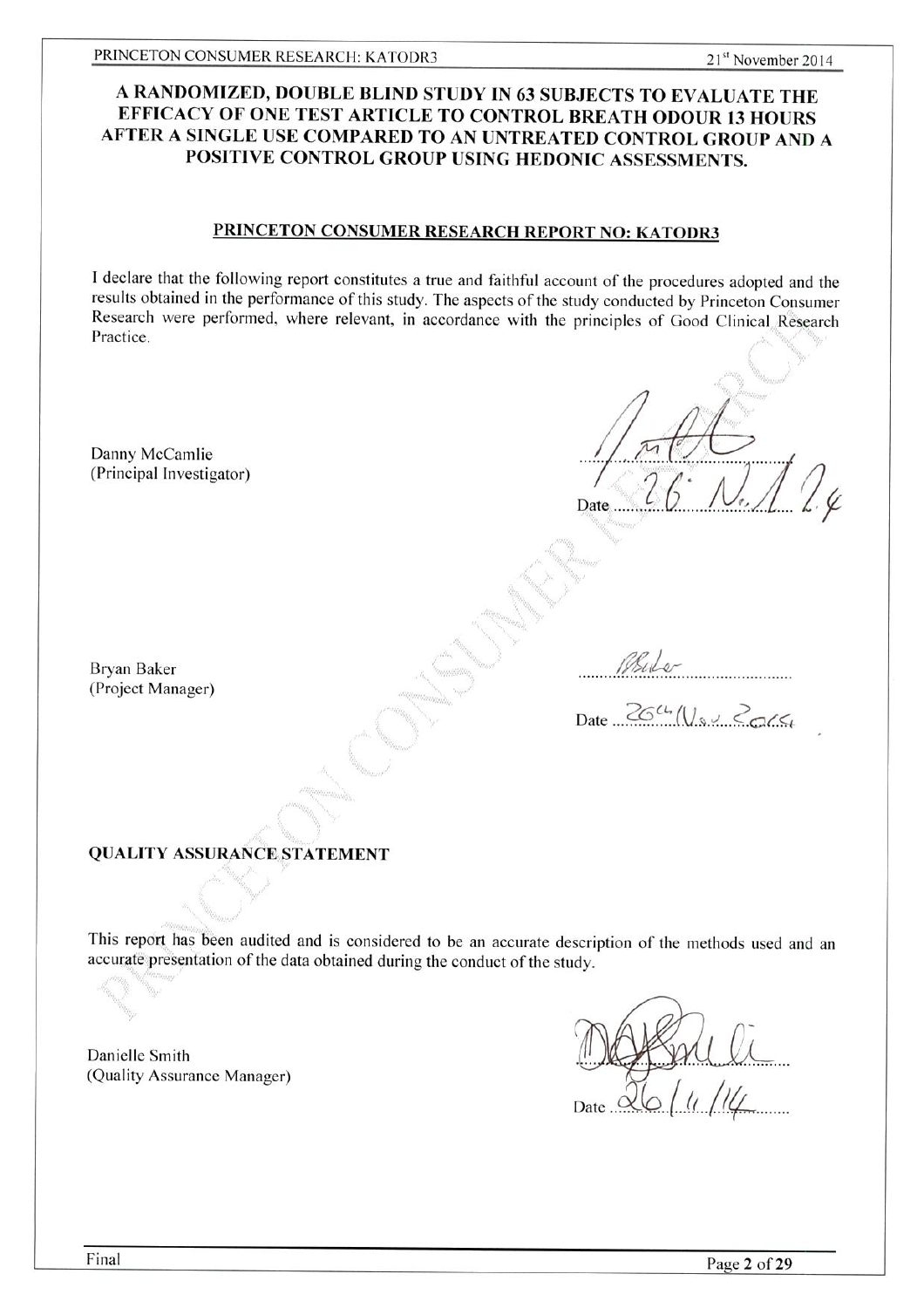# A RANDOMIZED, DOUBLE BLIND STUDY IN 63 SUBJECTS TO EVALUATE THE EFFICACY OF ONE TEST ARTICLE TO CONTROL BREATH ODOUR 13 HOURS AFTER A SINGLE USE COMPARED TO AN UNTREATED CONTROL GROUP AND A POSITIVE CONTROL GROUP USING HEDONIC ASSESSMENTS.

## PRINCETON CONSUMER RESEARCH REPORT NO: KATODR3

I declare that the following report constitutes a true and faithful account of the procedures adopted and the results obtained in the performance of this study. The aspects of the study conducted by Princeton Consumer Research were performed, where relevant, in accordance with the principles of Good Clinical Research Practice.

Danny McCamlie
(Principal Investigator)

Date 26 Nov 14

Bryan Baker
(Project Manager)

Date 26th Nov 2014

### QUALITY ASSURANCE STATEMENT

This report has been audited and is considered to be an accurate description of the methods used and an accurate presentation of the data obtained during the conduct of the study.

Danielle Smith
(Quality Assurance Manager)

Date 26/11/14

Final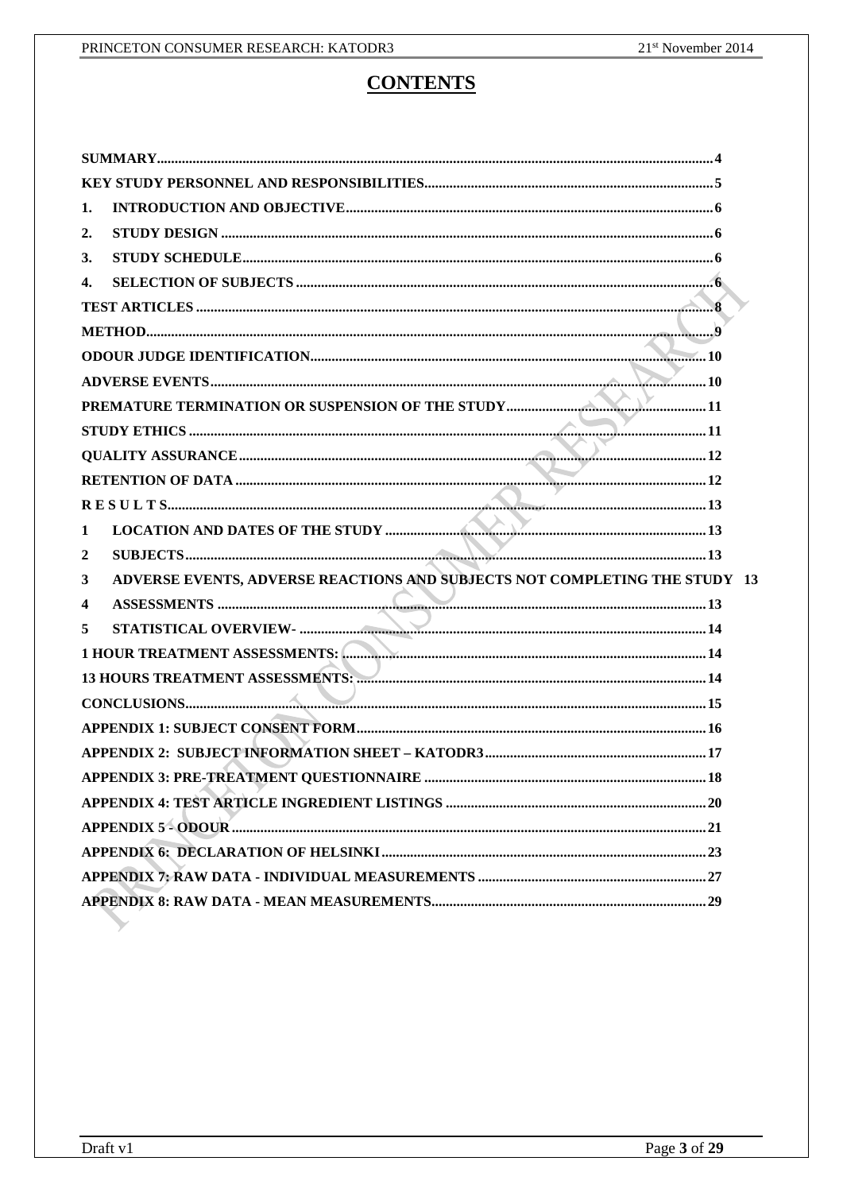# CONTENTS

SUMMARY ..... 4

KEY STUDY PERSONNEL AND RESPONSIBILITIES ..... 5

1. INTRODUCTION AND OBJECTIVE ..... 6

2. STUDY DESIGN ..... 6

3. STUDY SCHEDULE ..... 6

4. SELECTION OF SUBJECTS ..... 6

TEST ARTICLES ..... 8

METHOD ..... 9

ODOUR JUDGE IDENTIFICATION ..... 10

ADVERSE EVENTS ..... 10

PREMATURE TERMINATION OR SUSPENSION OF THE STUDY ..... 11

STUDY ETHICS ..... 11

QUALITY ASSURANCE ..... 12

RETENTION OF DATA ..... 12

R E S U L T S ..... 13

1 LOCATION AND DATES OF THE STUDY ..... 13

2 SUBJECTS ..... 13

3 ADVERSE EVENTS, ADVERSE REACTIONS AND SUBJECTS NOT COMPLETING THE STUDY 13

4 ASSESSMENTS ..... 13

5 STATISTICAL OVERVIEW- ..... 14

1 HOUR TREATMENT ASSESSMENTS: ..... 14

13 HOURS TREATMENT ASSESSMENTS: ..... 14

CONCLUSIONS ..... 15

APPENDIX 1: SUBJECT CONSENT FORM ..... 16

APPENDIX 2: SUBJECT INFORMATION SHEET – KATODR3 ..... 17

APPENDIX 3: PRE-TREATMENT QUESTIONNAIRE ..... 18

APPENDIX 4: TEST ARTICLE INGREDIENT LISTINGS ..... 20

APPENDIX 5 - ODOUR ..... 21

APPENDIX 6: DECLARATION OF HELSINKI ..... 23

APPENDIX 7: RAW DATA - INDIVIDUAL MEASUREMENTS ..... 27

APPENDIX 8: RAW DATA - MEAN MEASUREMENTS ..... 29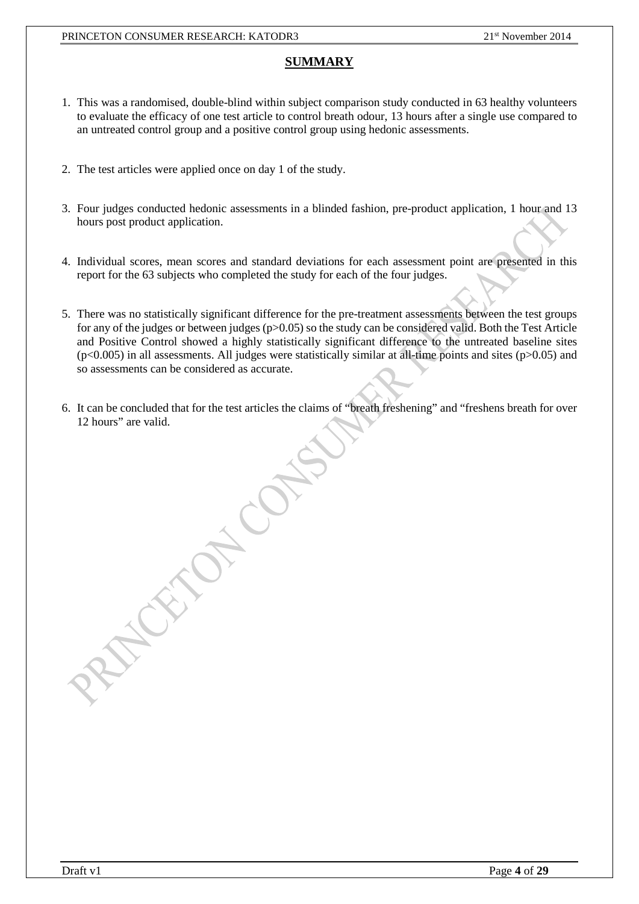# SUMMARY

1. This was a randomised, double-blind within subject comparison study conducted in 63 healthy volunteers to evaluate the efficacy of one test article to control breath odour, 13 hours after a single use compared to an untreated control group and a positive control group using hedonic assessments.

2. The test articles were applied once on day 1 of the study.

3. Four judges conducted hedonic assessments in a blinded fashion, pre-product application, 1 hour and 13 hours post product application.

4. Individual scores, mean scores and standard deviations for each assessment point are presented in this report for the 63 subjects who completed the study for each of the four judges.

5. There was no statistically significant difference for the pre-treatment assessments between the test groups for any of the judges or between judges ($p>0.05$) so the study can be considered valid. Both the Test Article and Positive Control showed a highly statistically significant difference to the untreated baseline sites ($p<0.005$) in all assessments. All judges were statistically similar at all-time points and sites ($p>0.05$) and so assessments can be considered as accurate.

6. It can be concluded that for the test articles the claims of "breath freshening" and "freshens breath for over 12 hours" are valid.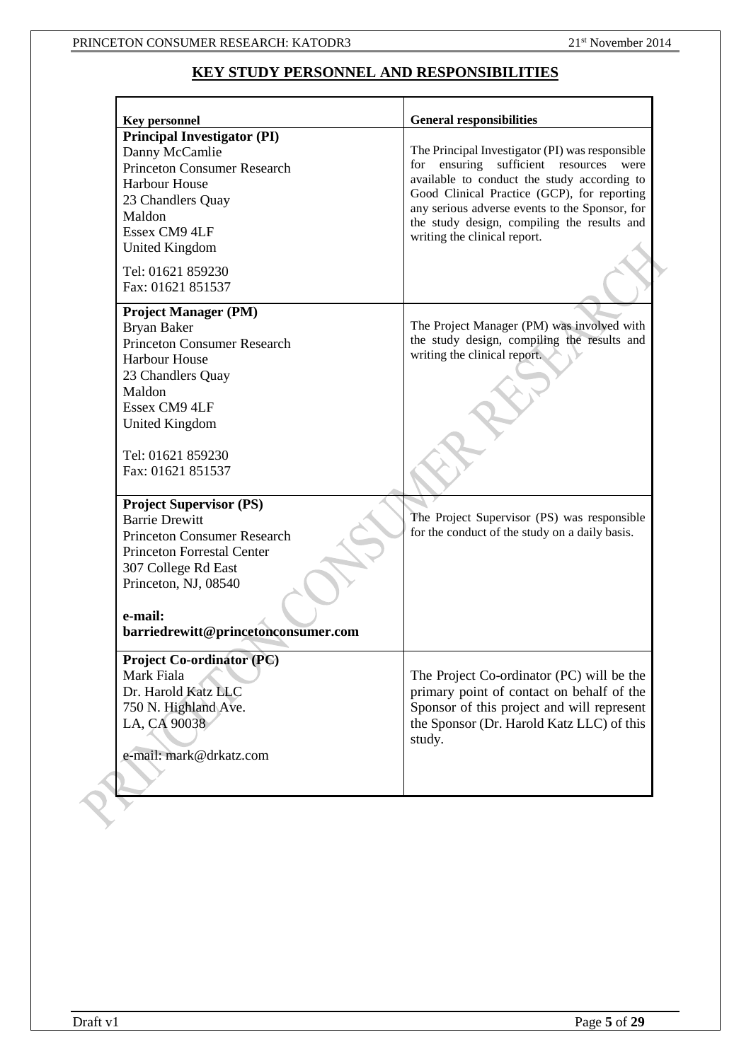# KEY STUDY PERSONNEL AND RESPONSIBILITIES

| Key personnel | General responsibilities |
|---|---|
| **Principal Investigator (PI)**<br>Danny McCamlie<br>Princeton Consumer Research<br>Harbour House<br>23 Chandlers Quay<br>Maldon<br>Essex CM9 4LF<br>United Kingdom<br><br>Tel: 01621 859230<br>Fax: 01621 851537 | The Principal Investigator (PI) was responsible for ensuring sufficient resources were available to conduct the study according to Good Clinical Practice (GCP), for reporting any serious adverse events to the Sponsor, for the study design, compiling the results and writing the clinical report. |
| **Project Manager (PM)**<br>Bryan Baker<br>Princeton Consumer Research<br>Harbour House<br>23 Chandlers Quay<br>Maldon<br>Essex CM9 4LF<br>United Kingdom<br><br>Tel: 01621 859230<br>Fax: 01621 851537 | The Project Manager (PM) was involved with the study design, compiling the results and writing the clinical report. |
| **Project Supervisor (PS)**<br>Barrie Drewitt<br>Princeton Consumer Research<br>Princeton Forrestal Center<br>307 College Rd East<br>Princeton, NJ, 08540<br><br>**e-mail:**<br>**barriedrewitt@princetonconsumer.com** | The Project Supervisor (PS) was responsible for the conduct of the study on a daily basis. |
| **Project Co-ordinator (PC)**<br>Mark Fiala<br>Dr. Harold Katz LLC<br>750 N. Highland Ave.<br>LA, CA 90038<br><br>e-mail: mark@drkatz.com | The Project Co-ordinator (PC) will be the primary point of contact on behalf of the Sponsor of this project and will represent the Sponsor (Dr. Harold Katz LLC) of this study. |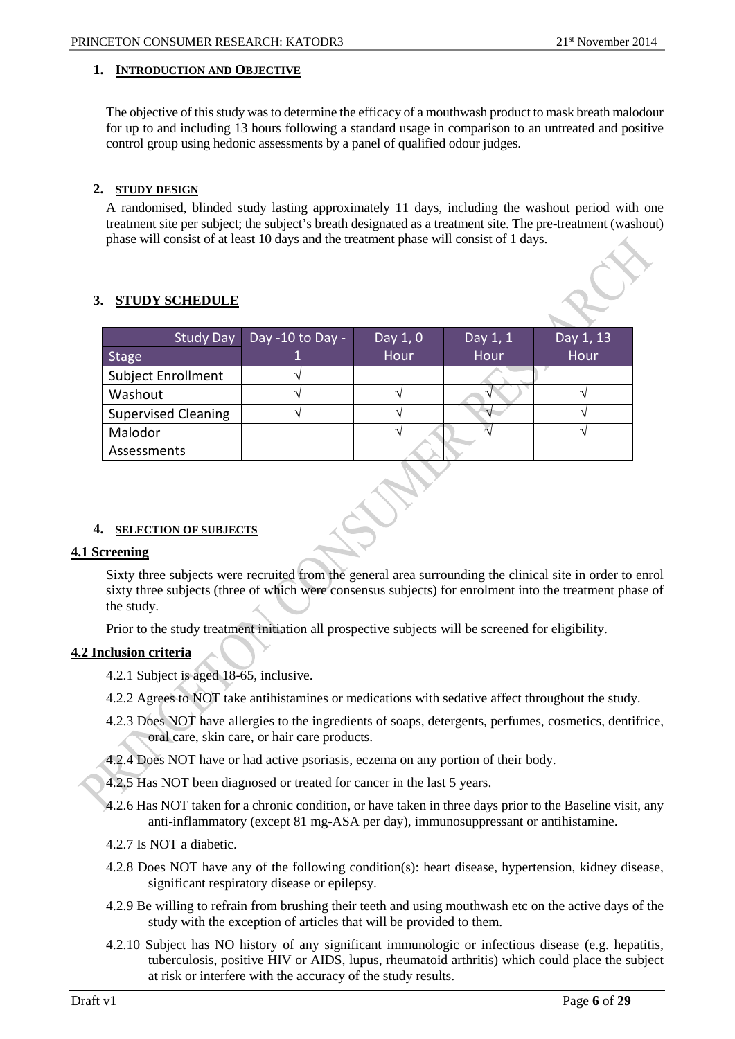## 1. INTRODUCTION AND OBJECTIVE

The objective of this study was to determine the efficacy of a mouthwash product to mask breath malodour for up to and including 13 hours following a standard usage in comparison to an untreated and positive control group using hedonic assessments by a panel of qualified odour judges.

## 2. STUDY DESIGN

A randomised, blinded study lasting approximately 11 days, including the washout period with one treatment site per subject; the subject's breath designated as a treatment site. The pre-treatment (washout) phase will consist of at least 10 days and the treatment phase will consist of 1 days.

## 3. STUDY SCHEDULE

| Study Day / Stage | Day -10 to Day -1 | Day 1, 0 Hour | Day 1, 1 Hour | Day 1, 13 Hour |
|---|---|---|---|---|
| Subject Enrollment | √ | | | |
| Washout | √ | √ | √ | √ |
| Supervised Cleaning | √ | √ | √ | √ |
| Malodor Assessments | | √ | √ | √ |

## 4. SELECTION OF SUBJECTS

### 4.1 Screening

Sixty three subjects were recruited from the general area surrounding the clinical site in order to enrol sixty three subjects (three of which were consensus subjects) for enrolment into the treatment phase of the study.

Prior to the study treatment initiation all prospective subjects will be screened for eligibility.

### 4.2 Inclusion criteria

4.2.1 Subject is aged 18-65, inclusive.

4.2.2 Agrees to NOT take antihistamines or medications with sedative affect throughout the study.

4.2.3 Does NOT have allergies to the ingredients of soaps, detergents, perfumes, cosmetics, dentifrice, oral care, skin care, or hair care products.

4.2.4 Does NOT have or had active psoriasis, eczema on any portion of their body.

4.2.5 Has NOT been diagnosed or treated for cancer in the last 5 years.

4.2.6 Has NOT taken for a chronic condition, or have taken in three days prior to the Baseline visit, any anti-inflammatory (except 81 mg-ASA per day), immunosuppressant or antihistamine.

4.2.7 Is NOT a diabetic.

4.2.8 Does NOT have any of the following condition(s): heart disease, hypertension, kidney disease, significant respiratory disease or epilepsy.

4.2.9 Be willing to refrain from brushing their teeth and using mouthwash etc on the active days of the study with the exception of articles that will be provided to them.

4.2.10 Subject has NO history of any significant immunologic or infectious disease (e.g. hepatitis, tuberculosis, positive HIV or AIDS, lupus, rheumatoid arthritis) which could place the subject at risk or interfere with the accuracy of the study results.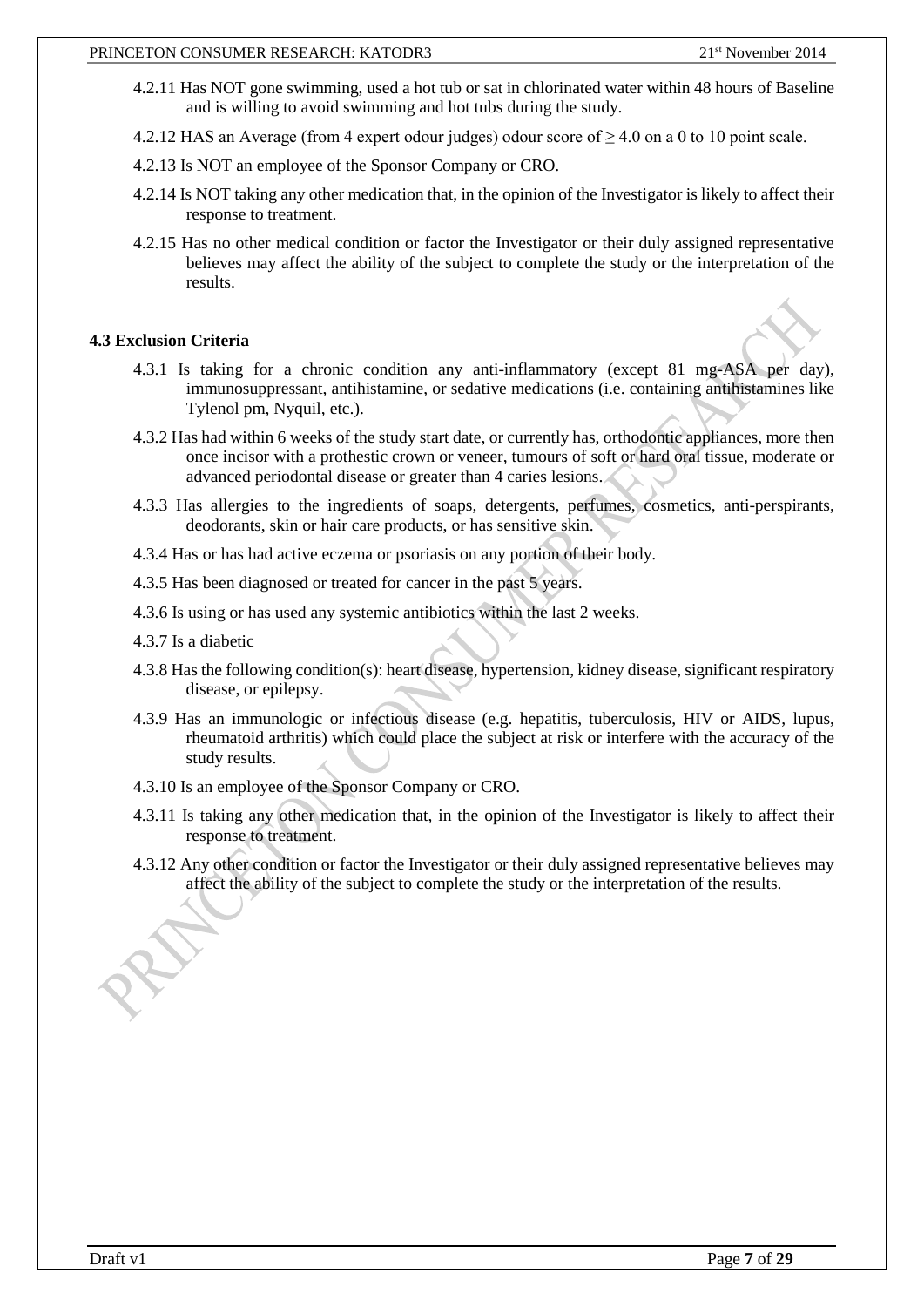4.2.11 Has NOT gone swimming, used a hot tub or sat in chlorinated water within 48 hours of Baseline and is willing to avoid swimming and hot tubs during the study.

4.2.12 HAS an Average (from 4 expert odour judges) odour score of $\geq$ 4.0 on a 0 to 10 point scale.

4.2.13 Is NOT an employee of the Sponsor Company or CRO.

4.2.14 Is NOT taking any other medication that, in the opinion of the Investigator is likely to affect their response to treatment.

4.2.15 Has no other medical condition or factor the Investigator or their duly assigned representative believes may affect the ability of the subject to complete the study or the interpretation of the results.

**4.3 Exclusion Criteria**

4.3.1 Is taking for a chronic condition any anti-inflammatory (except 81 mg-ASA per day), immunosuppressant, antihistamine, or sedative medications (i.e. containing antihistamines like Tylenol pm, Nyquil, etc.).

4.3.2 Has had within 6 weeks of the study start date, or currently has, orthodontic appliances, more then once incisor with a prothestic crown or veneer, tumours of soft or hard oral tissue, moderate or advanced periodontal disease or greater than 4 caries lesions.

4.3.3 Has allergies to the ingredients of soaps, detergents, perfumes, cosmetics, anti-perspirants, deodorants, skin or hair care products, or has sensitive skin.

4.3.4 Has or has had active eczema or psoriasis on any portion of their body.

4.3.5 Has been diagnosed or treated for cancer in the past 5 years.

4.3.6 Is using or has used any systemic antibiotics within the last 2 weeks.

4.3.7 Is a diabetic

4.3.8 Has the following condition(s): heart disease, hypertension, kidney disease, significant respiratory disease, or epilepsy.

4.3.9 Has an immunologic or infectious disease (e.g. hepatitis, tuberculosis, HIV or AIDS, lupus, rheumatoid arthritis) which could place the subject at risk or interfere with the accuracy of the study results.

4.3.10 Is an employee of the Sponsor Company or CRO.

4.3.11 Is taking any other medication that, in the opinion of the Investigator is likely to affect their response to treatment.

4.3.12 Any other condition or factor the Investigator or their duly assigned representative believes may affect the ability of the subject to complete the study or the interpretation of the results.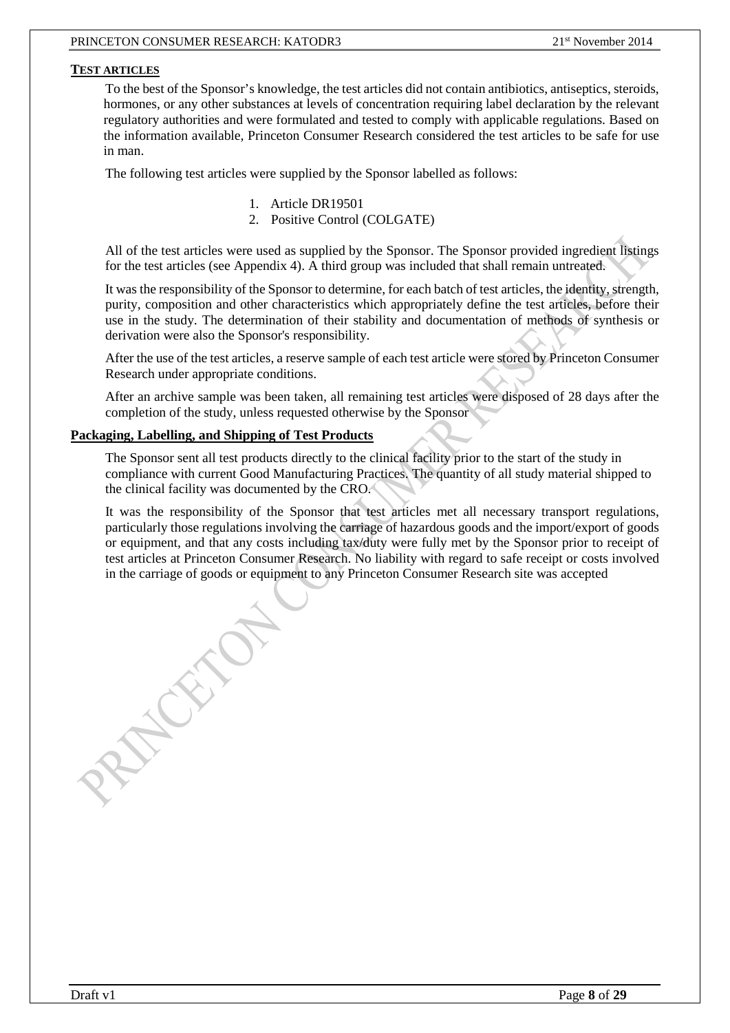## TEST ARTICLES

To the best of the Sponsor's knowledge, the test articles did not contain antibiotics, antiseptics, steroids, hormones, or any other substances at levels of concentration requiring label declaration by the relevant regulatory authorities and were formulated and tested to comply with applicable regulations. Based on the information available, Princeton Consumer Research considered the test articles to be safe for use in man.

The following test articles were supplied by the Sponsor labelled as follows:

1. Article DR19501
2. Positive Control (COLGATE)

All of the test articles were used as supplied by the Sponsor. The Sponsor provided ingredient listings for the test articles (see Appendix 4). A third group was included that shall remain untreated.

It was the responsibility of the Sponsor to determine, for each batch of test articles, the identity, strength, purity, composition and other characteristics which appropriately define the test articles, before their use in the study. The determination of their stability and documentation of methods of synthesis or derivation were also the Sponsor's responsibility.

After the use of the test articles, a reserve sample of each test article were stored by Princeton Consumer Research under appropriate conditions.

After an archive sample was been taken, all remaining test articles were disposed of 28 days after the completion of the study, unless requested otherwise by the Sponsor

## Packaging, Labelling, and Shipping of Test Products

The Sponsor sent all test products directly to the clinical facility prior to the start of the study in compliance with current Good Manufacturing Practices. The quantity of all study material shipped to the clinical facility was documented by the CRO.

It was the responsibility of the Sponsor that test articles met all necessary transport regulations, particularly those regulations involving the carriage of hazardous goods and the import/export of goods or equipment, and that any costs including tax/duty were fully met by the Sponsor prior to receipt of test articles at Princeton Consumer Research. No liability with regard to safe receipt or costs involved in the carriage of goods or equipment to any Princeton Consumer Research site was accepted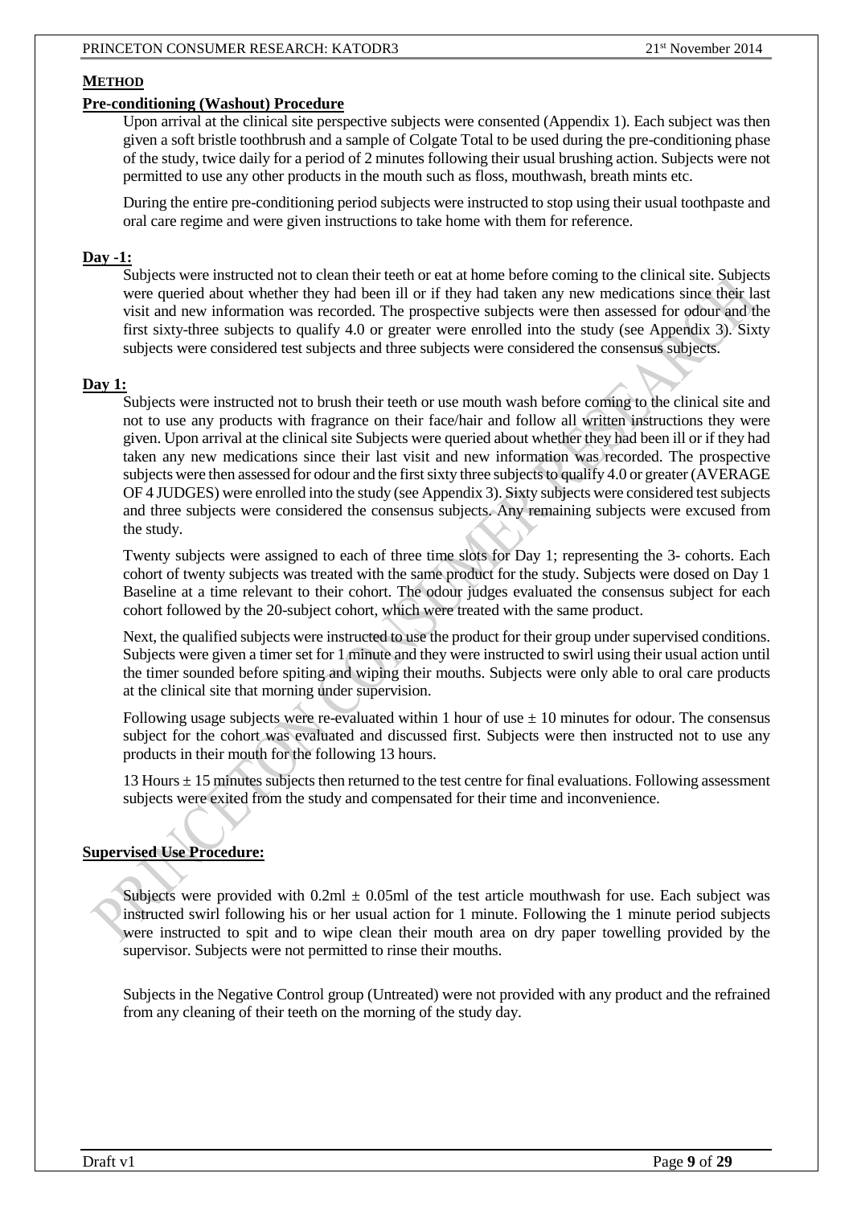## METHOD

### Pre-conditioning (Washout) Procedure

Upon arrival at the clinical site perspective subjects were consented (Appendix 1). Each subject was then given a soft bristle toothbrush and a sample of Colgate Total to be used during the pre-conditioning phase of the study, twice daily for a period of 2 minutes following their usual brushing action. Subjects were not permitted to use any other products in the mouth such as floss, mouthwash, breath mints etc.

During the entire pre-conditioning period subjects were instructed to stop using their usual toothpaste and oral care regime and were given instructions to take home with them for reference.

### Day -1:

Subjects were instructed not to clean their teeth or eat at home before coming to the clinical site. Subjects were queried about whether they had been ill or if they had taken any new medications since their last visit and new information was recorded. The prospective subjects were then assessed for odour and the first sixty-three subjects to qualify 4.0 or greater were enrolled into the study (see Appendix 3). Sixty subjects were considered test subjects and three subjects were considered the consensus subjects.

### Day 1:

Subjects were instructed not to brush their teeth or use mouth wash before coming to the clinical site and not to use any products with fragrance on their face/hair and follow all written instructions they were given. Upon arrival at the clinical site Subjects were queried about whether they had been ill or if they had taken any new medications since their last visit and new information was recorded. The prospective subjects were then assessed for odour and the first sixty three subjects to qualify 4.0 or greater (AVERAGE OF 4 JUDGES) were enrolled into the study (see Appendix 3). Sixty subjects were considered test subjects and three subjects were considered the consensus subjects. Any remaining subjects were excused from the study.

Twenty subjects were assigned to each of three time slots for Day 1; representing the 3- cohorts. Each cohort of twenty subjects was treated with the same product for the study. Subjects were dosed on Day 1 Baseline at a time relevant to their cohort. The odour judges evaluated the consensus subject for each cohort followed by the 20-subject cohort, which were treated with the same product.

Next, the qualified subjects were instructed to use the product for their group under supervised conditions. Subjects were given a timer set for 1 minute and they were instructed to swirl using their usual action until the timer sounded before spiting and wiping their mouths. Subjects were only able to oral care products at the clinical site that morning under supervision.

Following usage subjects were re-evaluated within 1 hour of use ± 10 minutes for odour. The consensus subject for the cohort was evaluated and discussed first. Subjects were then instructed not to use any products in their mouth for the following 13 hours.

13 Hours ± 15 minutes subjects then returned to the test centre for final evaluations. Following assessment subjects were exited from the study and compensated for their time and inconvenience.

### Supervised Use Procedure:

Subjects were provided with 0.2ml ± 0.05ml of the test article mouthwash for use. Each subject was instructed swirl following his or her usual action for 1 minute. Following the 1 minute period subjects were instructed to spit and to wipe clean their mouth area on dry paper towelling provided by the supervisor. Subjects were not permitted to rinse their mouths.

Subjects in the Negative Control group (Untreated) were not provided with any product and the refrained from any cleaning of their teeth on the morning of the study day.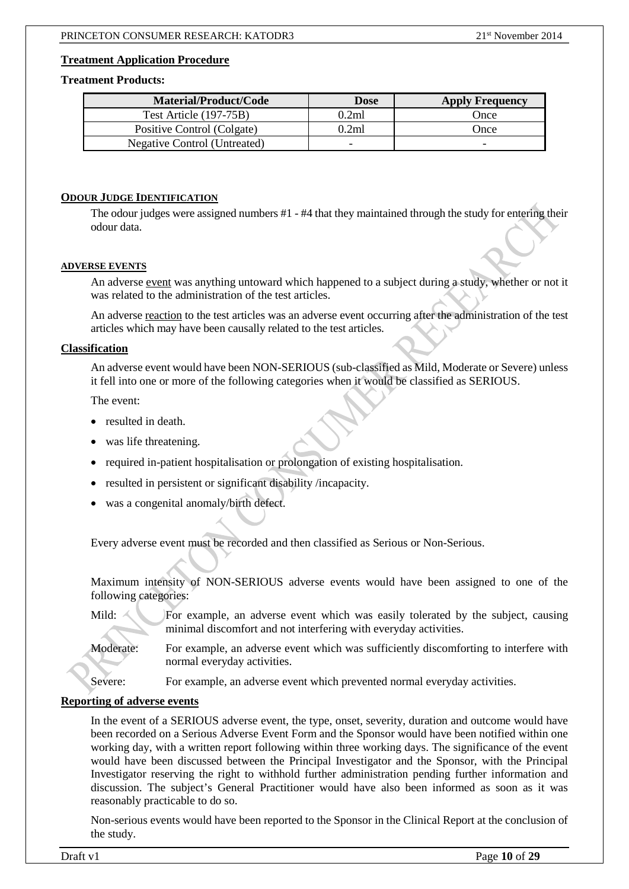## Treatment Application Procedure

**Treatment Products:**

| Material/Product/Code | Dose | Apply Frequency |
|---|---|---|
| Test Article (197-75B) | 0.2ml | Once |
| Positive Control (Colgate) | 0.2ml | Once |
| Negative Control (Untreated) | - | - |

## ODOUR JUDGE IDENTIFICATION

The odour judges were assigned numbers #1 - #4 that they maintained through the study for entering their odour data.

## ADVERSE EVENTS

An adverse event was anything untoward which happened to a subject during a study, whether or not it was related to the administration of the test articles.

An adverse reaction to the test articles was an adverse event occurring after the administration of the test articles which may have been causally related to the test articles.

### Classification

An adverse event would have been NON-SERIOUS (sub-classified as Mild, Moderate or Severe) unless it fell into one or more of the following categories when it would be classified as SERIOUS.

The event:

- resulted in death.
- was life threatening.
- required in-patient hospitalisation or prolongation of existing hospitalisation.
- resulted in persistent or significant disability /incapacity.
- was a congenital anomaly/birth defect.

Every adverse event must be recorded and then classified as Serious or Non-Serious.

Maximum intensity of NON-SERIOUS adverse events would have been assigned to one of the following categories:

Mild: For example, an adverse event which was easily tolerated by the subject, causing minimal discomfort and not interfering with everyday activities.

Moderate: For example, an adverse event which was sufficiently discomforting to interfere with normal everyday activities.

Severe: For example, an adverse event which prevented normal everyday activities.

### Reporting of adverse events

In the event of a SERIOUS adverse event, the type, onset, severity, duration and outcome would have been recorded on a Serious Adverse Event Form and the Sponsor would have been notified within one working day, with a written report following within three working days. The significance of the event would have been discussed between the Principal Investigator and the Sponsor, with the Principal Investigator reserving the right to withhold further administration pending further information and discussion. The subject's General Practitioner would have also been informed as soon as it was reasonably practicable to do so.

Non-serious events would have been reported to the Sponsor in the Clinical Report at the conclusion of the study.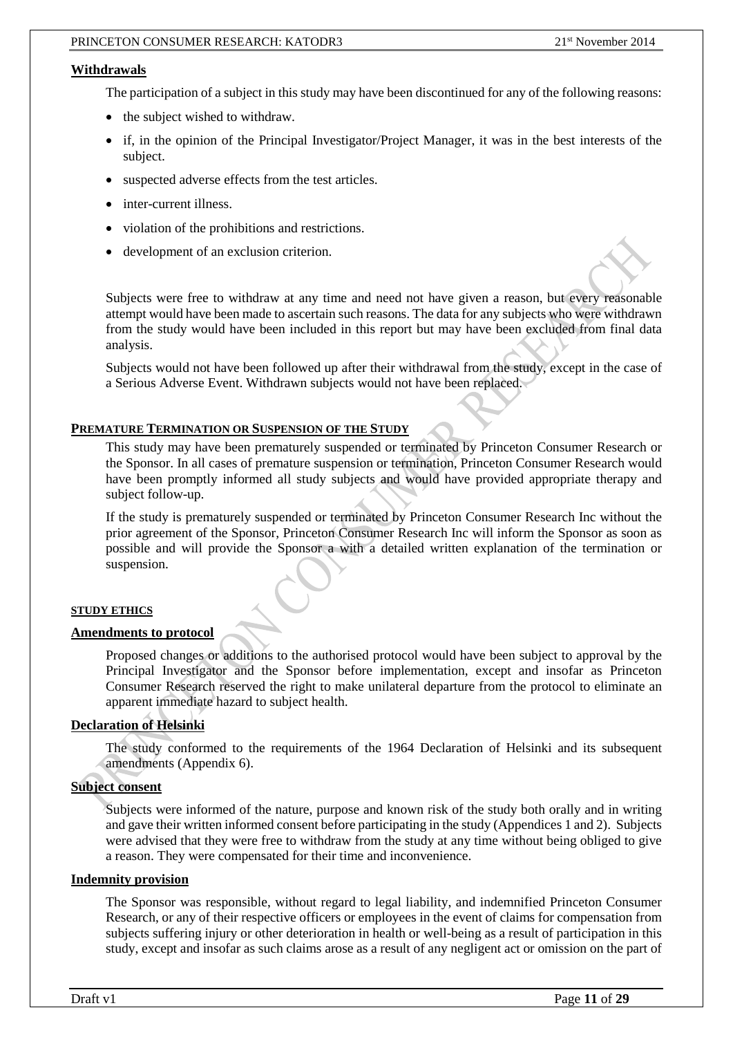## Withdrawals

The participation of a subject in this study may have been discontinued for any of the following reasons:

- the subject wished to withdraw.
- if, in the opinion of the Principal Investigator/Project Manager, it was in the best interests of the subject.
- suspected adverse effects from the test articles.
- inter-current illness.
- violation of the prohibitions and restrictions.
- development of an exclusion criterion.

Subjects were free to withdraw at any time and need not have given a reason, but every reasonable attempt would have been made to ascertain such reasons. The data for any subjects who were withdrawn from the study would have been included in this report but may have been excluded from final data analysis.

Subjects would not have been followed up after their withdrawal from the study, except in the case of a Serious Adverse Event. Withdrawn subjects would not have been replaced.

## PREMATURE TERMINATION OR SUSPENSION OF THE STUDY

This study may have been prematurely suspended or terminated by Princeton Consumer Research or the Sponsor. In all cases of premature suspension or termination, Princeton Consumer Research would have been promptly informed all study subjects and would have provided appropriate therapy and subject follow-up.

If the study is prematurely suspended or terminated by Princeton Consumer Research Inc without the prior agreement of the Sponsor, Princeton Consumer Research Inc will inform the Sponsor as soon as possible and will provide the Sponsor a with a detailed written explanation of the termination or suspension.

## STUDY ETHICS

### Amendments to protocol

Proposed changes or additions to the authorised protocol would have been subject to approval by the Principal Investigator and the Sponsor before implementation, except and insofar as Princeton Consumer Research reserved the right to make unilateral departure from the protocol to eliminate an apparent immediate hazard to subject health.

### Declaration of Helsinki

The study conformed to the requirements of the 1964 Declaration of Helsinki and its subsequent amendments (Appendix 6).

### Subject consent

Subjects were informed of the nature, purpose and known risk of the study both orally and in writing and gave their written informed consent before participating in the study (Appendices 1 and 2). Subjects were advised that they were free to withdraw from the study at any time without being obliged to give a reason. They were compensated for their time and inconvenience.

### Indemnity provision

The Sponsor was responsible, without regard to legal liability, and indemnified Princeton Consumer Research, or any of their respective officers or employees in the event of claims for compensation from subjects suffering injury or other deterioration in health or well-being as a result of participation in this study, except and insofar as such claims arose as a result of any negligent act or omission on the part of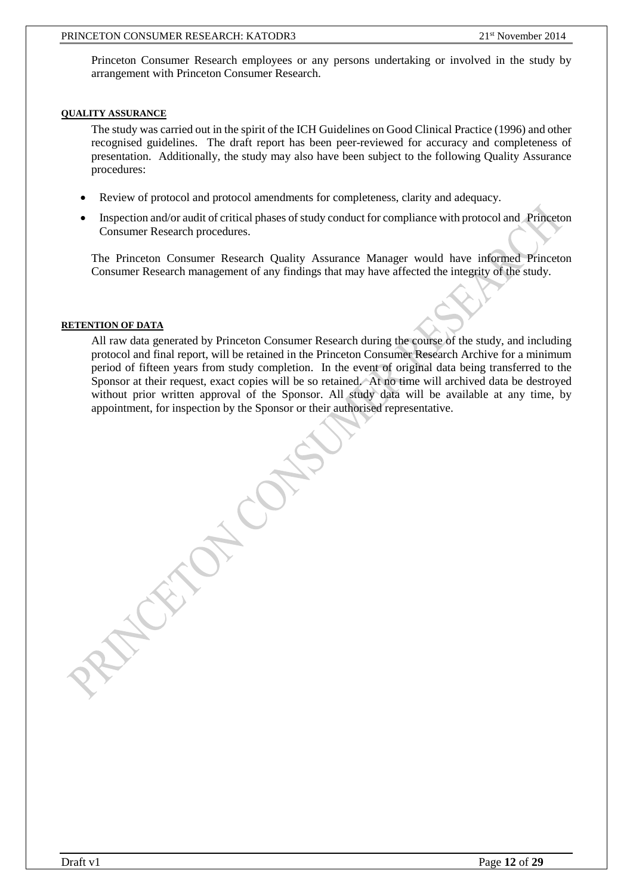Princeton Consumer Research employees or any persons undertaking or involved in the study by arrangement with Princeton Consumer Research.

#### QUALITY ASSURANCE

The study was carried out in the spirit of the ICH Guidelines on Good Clinical Practice (1996) and other recognised guidelines. The draft report has been peer-reviewed for accuracy and completeness of presentation. Additionally, the study may also have been subject to the following Quality Assurance procedures:

- Review of protocol and protocol amendments for completeness, clarity and adequacy.
- Inspection and/or audit of critical phases of study conduct for compliance with protocol and Princeton Consumer Research procedures.

The Princeton Consumer Research Quality Assurance Manager would have informed Princeton Consumer Research management of any findings that may have affected the integrity of the study.

#### RETENTION OF DATA

All raw data generated by Princeton Consumer Research during the course of the study, and including protocol and final report, will be retained in the Princeton Consumer Research Archive for a minimum period of fifteen years from study completion. In the event of original data being transferred to the Sponsor at their request, exact copies will be so retained. At no time will archived data be destroyed without prior written approval of the Sponsor. All study data will be available at any time, by appointment, for inspection by the Sponsor or their authorised representative.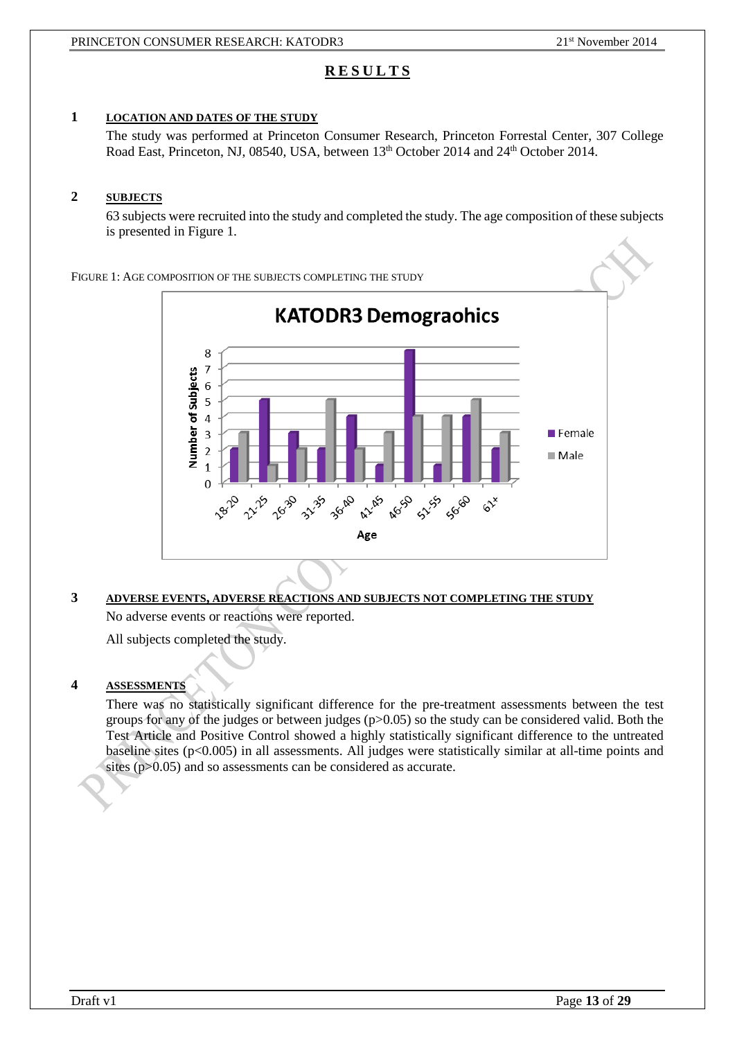# RESULTS

## 1 LOCATION AND DATES OF THE STUDY

The study was performed at Princeton Consumer Research, Princeton Forrestal Center, 307 College Road East, Princeton, NJ, 08540, USA, between 13th October 2014 and 24th October 2014.

## 2 SUBJECTS

63 subjects were recruited into the study and completed the study. The age composition of these subjects is presented in Figure 1.

FIGURE 1: AGE COMPOSITION OF THE SUBJECTS COMPLETING THE STUDY

**KATODR3 Demograohics**

| Age | Female | Male |
|---|---|---|
| 18-20 | 2 | 3 |
| 21-25 | 5 | 1 |
| 26-30 | 3 | 2 |
| 31-35 | 2 | 5 |
| 36-40 | 4 | 2 |
| 41-45 | 1 | 3 |
| 46-50 | 8 | 4 |
| 51-55 | 1 | 4 |
| 56-60 | 4 | 5 |
| 61+ | 2 | 3 |

## 3 ADVERSE EVENTS, ADVERSE REACTIONS AND SUBJECTS NOT COMPLETING THE STUDY

No adverse events or reactions were reported.

All subjects completed the study.

## 4 ASSESSMENTS

There was no statistically significant difference for the pre-treatment assessments between the test groups for any of the judges or between judges ($p>0.05$) so the study can be considered valid. Both the Test Article and Positive Control showed a highly statistically significant difference to the untreated baseline sites ($p<0.005$) in all assessments. All judges were statistically similar at all-time points and sites ($p>0.05$) and so assessments can be considered as accurate.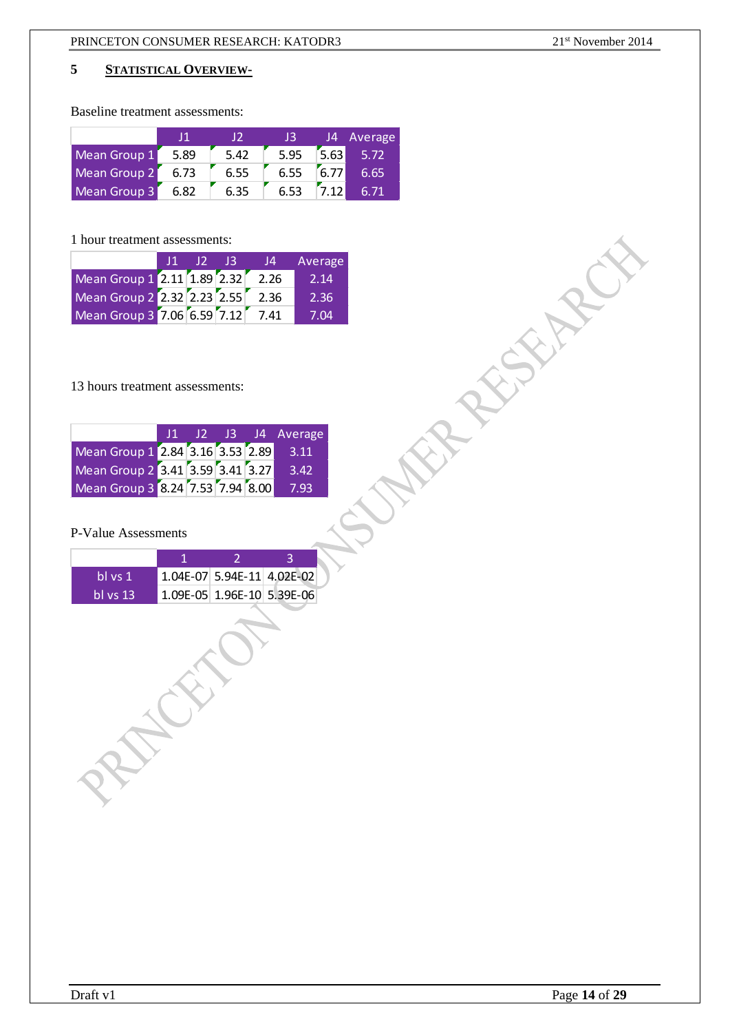## 5 STATISTICAL OVERVIEW-

Baseline treatment assessments:

| | J1 | J2 | J3 | J4 | Average |
|---|---|---|---|---|---|
| Mean Group 1 | 5.89 | 5.42 | 5.95 | 5.63 | 5.72 |
| Mean Group 2 | 6.73 | 6.55 | 6.55 | 6.77 | 6.65 |
| Mean Group 3 | 6.82 | 6.35 | 6.53 | 7.12 | 6.71 |

1 hour treatment assessments:

| | J1 | J2 | J3 | J4 | Average |
|---|---|---|---|---|---|
| Mean Group 1 | 2.11 | 1.89 | 2.32 | 2.26 | 2.14 |
| Mean Group 2 | 2.32 | 2.23 | 2.55 | 2.36 | 2.36 |
| Mean Group 3 | 7.06 | 6.59 | 7.12 | 7.41 | 7.04 |

13 hours treatment assessments:

| | J1 | J2 | J3 | J4 | Average |
|---|---|---|---|---|---|
| Mean Group 1 | 2.84 | 3.16 | 3.53 | 2.89 | 3.11 |
| Mean Group 2 | 3.41 | 3.59 | 3.41 | 3.27 | 3.42 |
| Mean Group 3 | 8.24 | 7.53 | 7.94 | 8.00 | 7.93 |

P-Value Assessments

| | 1 | 2 | 3 |
|---|---|---|---|
| bl vs 1 | 1.04E-07 | 5.94E-11 | 4.02E-02 |
| bl vs 13 | 1.09E-05 | 1.96E-10 | 5.39E-06 |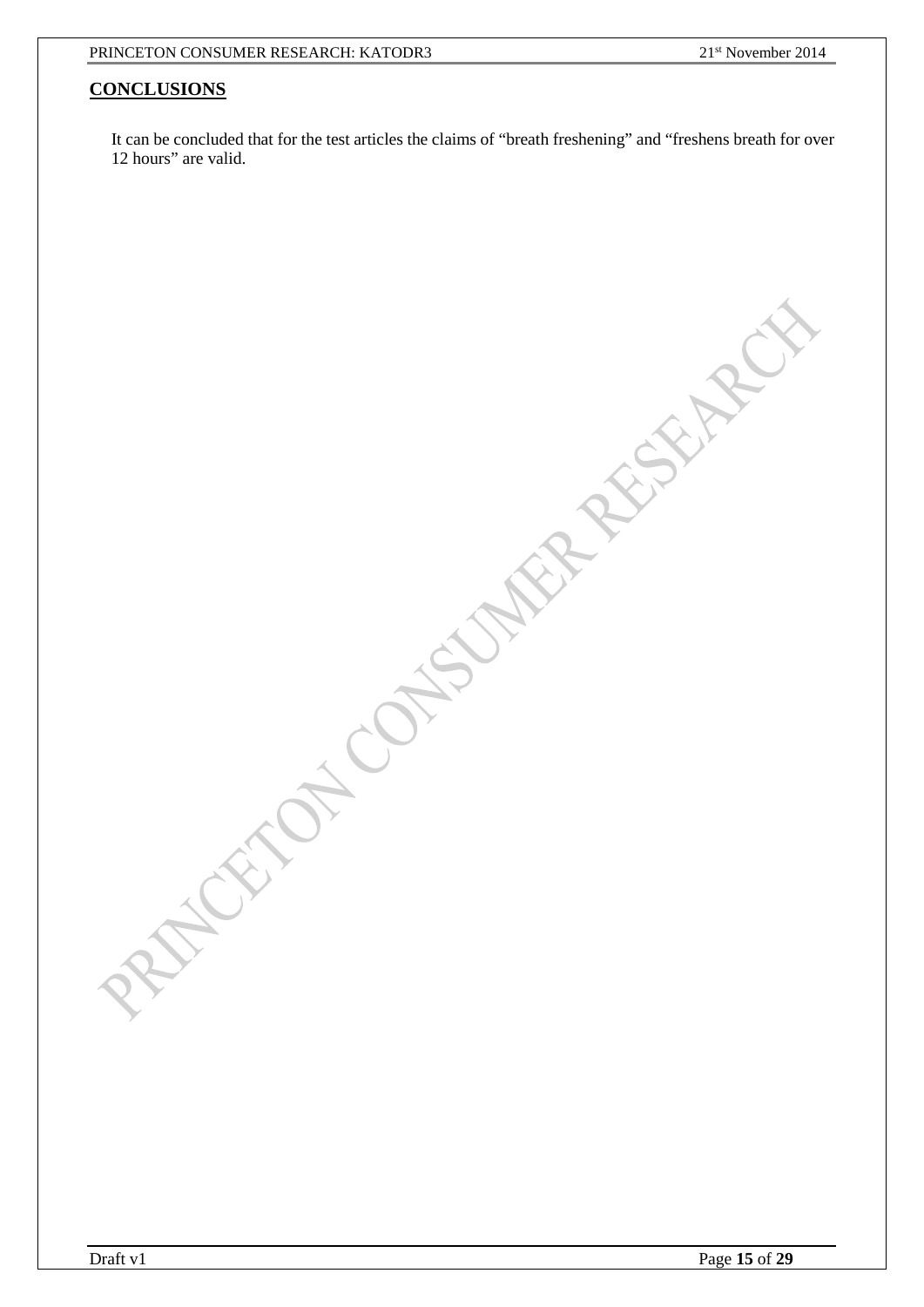## CONCLUSIONS

It can be concluded that for the test articles the claims of "breath freshening" and "freshens breath for over 12 hours" are valid.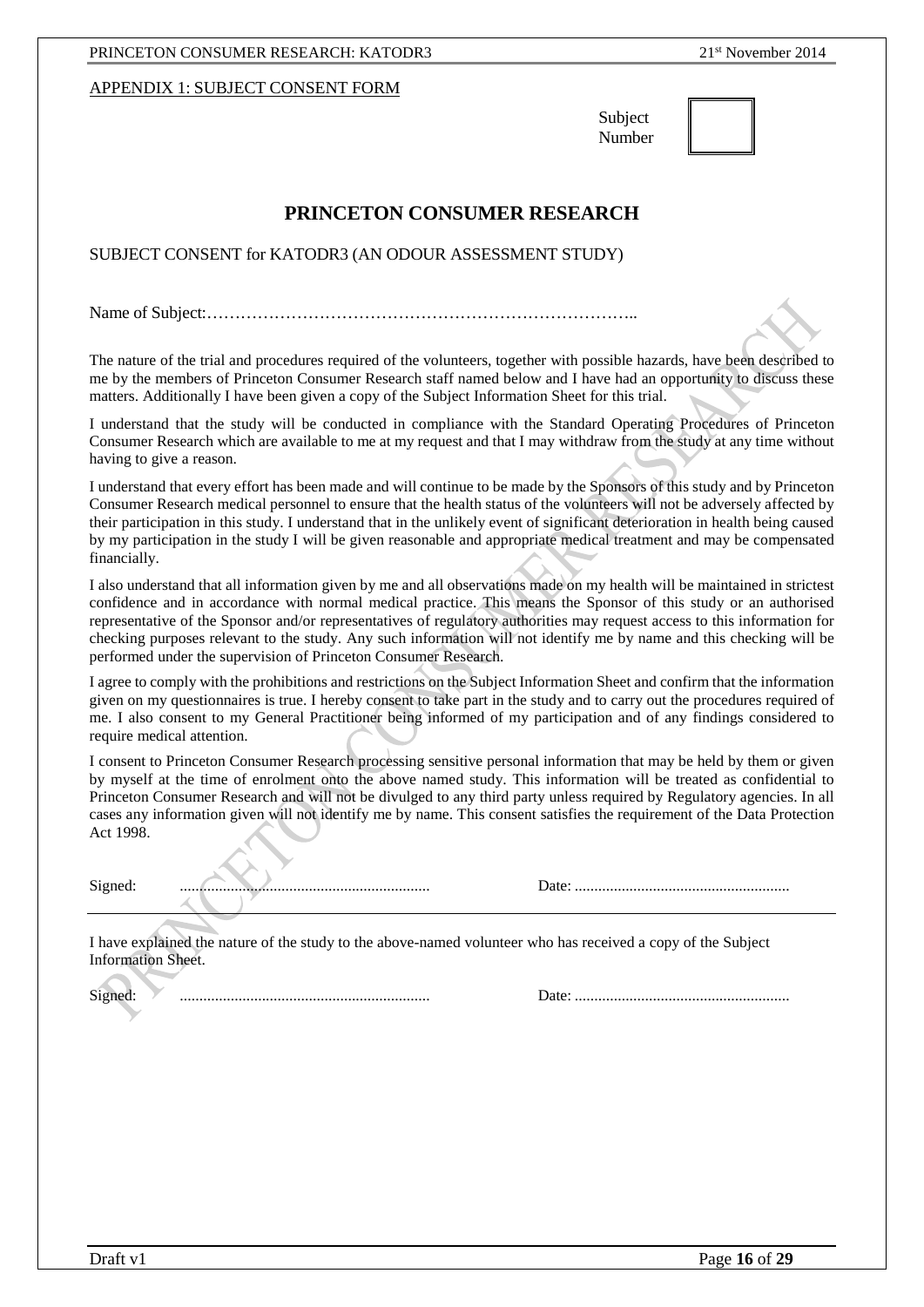APPENDIX 1: SUBJECT CONSENT FORM

Subject Number

# PRINCETON CONSUMER RESEARCH

SUBJECT CONSENT for KATODR3 (AN ODOUR ASSESSMENT STUDY)

Name of Subject:…………………………………………………………………..

The nature of the trial and procedures required of the volunteers, together with possible hazards, have been described to me by the members of Princeton Consumer Research staff named below and I have had an opportunity to discuss these matters. Additionally I have been given a copy of the Subject Information Sheet for this trial.

I understand that the study will be conducted in compliance with the Standard Operating Procedures of Princeton Consumer Research which are available to me at my request and that I may withdraw from the study at any time without having to give a reason.

I understand that every effort has been made and will continue to be made by the Sponsors of this study and by Princeton Consumer Research medical personnel to ensure that the health status of the volunteers will not be adversely affected by their participation in this study. I understand that in the unlikely event of significant deterioration in health being caused by my participation in the study I will be given reasonable and appropriate medical treatment and may be compensated financially.

I also understand that all information given by me and all observations made on my health will be maintained in strictest confidence and in accordance with normal medical practice. This means the Sponsor of this study or an authorised representative of the Sponsor and/or representatives of regulatory authorities may request access to this information for checking purposes relevant to the study. Any such information will not identify me by name and this checking will be performed under the supervision of Princeton Consumer Research.

I agree to comply with the prohibitions and restrictions on the Subject Information Sheet and confirm that the information given on my questionnaires is true. I hereby consent to take part in the study and to carry out the procedures required of me. I also consent to my General Practitioner being informed of my participation and of any findings considered to require medical attention.

I consent to Princeton Consumer Research processing sensitive personal information that may be held by them or given by myself at the time of enrolment onto the above named study. This information will be treated as confidential to Princeton Consumer Research and will not be divulged to any third party unless required by Regulatory agencies. In all cases any information given will not identify me by name. This consent satisfies the requirement of the Data Protection Act 1998.

Signed: ................................................................ Date: .......................................................

---

I have explained the nature of the study to the above-named volunteer who has received a copy of the Subject Information Sheet.

Signed: ................................................................ Date: .......................................................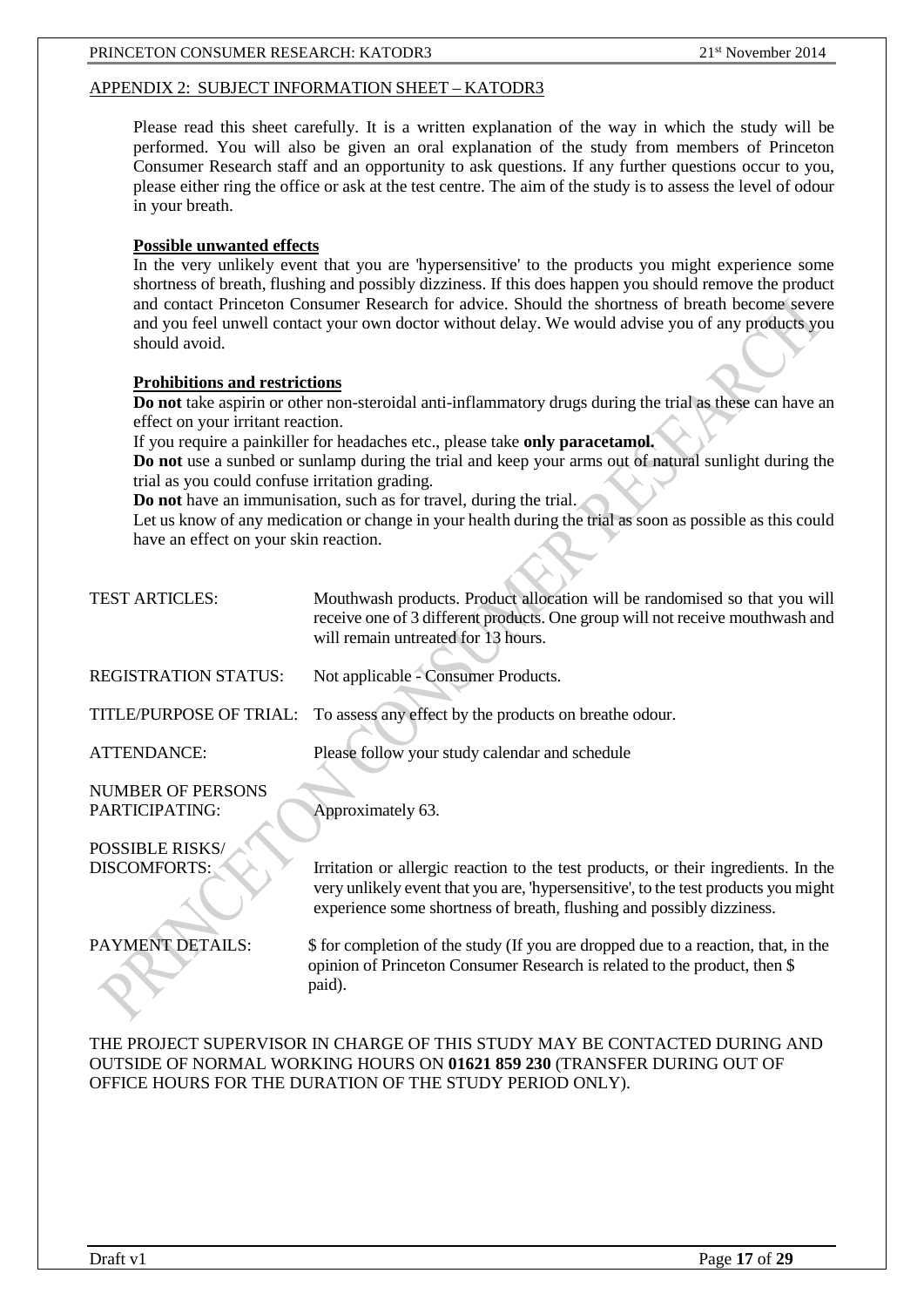## APPENDIX 2: SUBJECT INFORMATION SHEET – KATODR3

Please read this sheet carefully. It is a written explanation of the way in which the study will be performed. You will also be given an oral explanation of the study from members of Princeton Consumer Research staff and an opportunity to ask questions. If any further questions occur to you, please either ring the office or ask at the test centre. The aim of the study is to assess the level of odour in your breath.

### Possible unwanted effects

In the very unlikely event that you are 'hypersensitive' to the products you might experience some shortness of breath, flushing and possibly dizziness. If this does happen you should remove the product and contact Princeton Consumer Research for advice. Should the shortness of breath become severe and you feel unwell contact your own doctor without delay. We would advise you of any products you should avoid.

### Prohibitions and restrictions

**Do not** take aspirin or other non-steroidal anti-inflammatory drugs during the trial as these can have an effect on your irritant reaction.

If you require a painkiller for headaches etc., please take **only paracetamol.**

**Do not** use a sunbed or sunlamp during the trial and keep your arms out of natural sunlight during the trial as you could confuse irritation grading.

**Do not** have an immunisation, such as for travel, during the trial.

Let us know of any medication or change in your health during the trial as soon as possible as this could have an effect on your skin reaction.

| | |
|---|---|
| TEST ARTICLES: | Mouthwash products. Product allocation will be randomised so that you will receive one of 3 different products. One group will not receive mouthwash and will remain untreated for 13 hours. |
| REGISTRATION STATUS: | Not applicable - Consumer Products. |
| TITLE/PURPOSE OF TRIAL: | To assess any effect by the products on breathe odour. |
| ATTENDANCE: | Please follow your study calendar and schedule |
| NUMBER OF PERSONS PARTICIPATING: | Approximately 63. |
| POSSIBLE RISKS/ DISCOMFORTS: | Irritation or allergic reaction to the test products, or their ingredients. In the very unlikely event that you are, 'hypersensitive', to the test products you might experience some shortness of breath, flushing and possibly dizziness. |
| PAYMENT DETAILS: | $ for completion of the study (If you are dropped due to a reaction, that, in the opinion of Princeton Consumer Research is related to the product, then $ paid). |

THE PROJECT SUPERVISOR IN CHARGE OF THIS STUDY MAY BE CONTACTED DURING AND OUTSIDE OF NORMAL WORKING HOURS ON **01621 859 230** (TRANSFER DURING OUT OF OFFICE HOURS FOR THE DURATION OF THE STUDY PERIOD ONLY).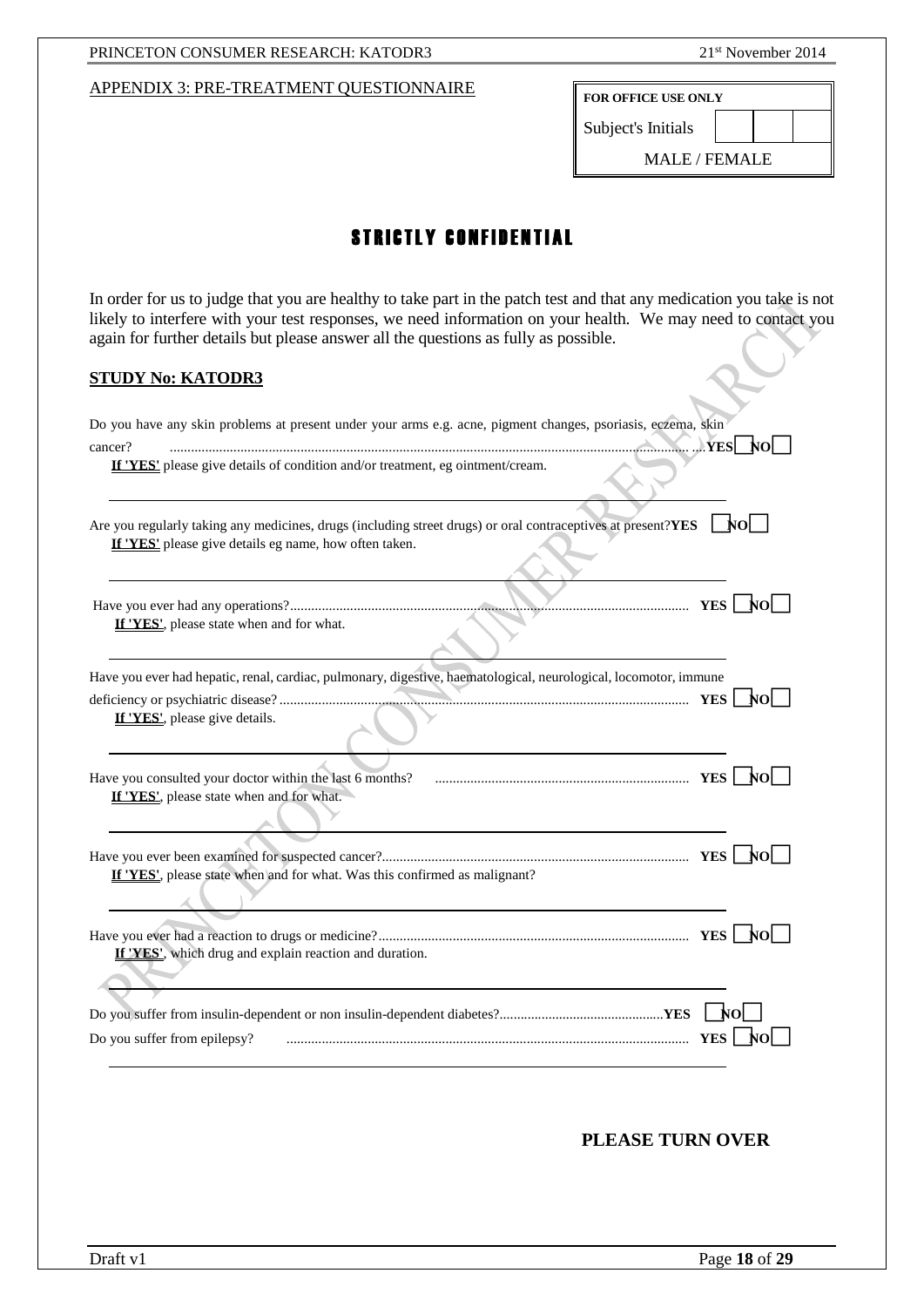APPENDIX 3: PRE-TREATMENT QUESTIONNAIRE

| FOR OFFICE USE ONLY | | | |
|---|---|---|---|
| Subject's Initials | | | |
| MALE / FEMALE | | | |

# STRICTLY CONFIDENTIAL

In order for us to judge that you are healthy to take part in the patch test and that any medication you take is not likely to interfere with your test responses, we need information on your health. We may need to contact you again for further details but please answer all the questions as fully as possible.

**STUDY No: KATODR3**

Do you have any skin problems at present under your arms e.g. acne, pigment changes, psoriasis, eczema, skin cancer? .................................................... **YES** ☐ **NO** ☐

**If 'YES'** please give details of condition and/or treatment, eg ointment/cream.

Are you regularly taking any medicines, drugs (including street drugs) or oral contraceptives at present? **YES** ☐ **NO** ☐

**If 'YES'** please give details eg name, how often taken.

Have you ever had any operations?.................................................... **YES** ☐ **NO** ☐

**If 'YES'**, please state when and for what.

Have you ever had hepatic, renal, cardiac, pulmonary, digestive, haematological, neurological, locomotor, immune deficiency or psychiatric disease? .................................................... **YES** ☐ **NO** ☐

**If 'YES'**, please give details.

Have you consulted your doctor within the last 6 months? .................................................... **YES** ☐ **NO** ☐

**If 'YES'**, please state when and for what.

Have you ever been examined for suspected cancer?.................................................... **YES** ☐ **NO** ☐

**If 'YES'**, please state when and for what. Was this confirmed as malignant?

Have you ever had a reaction to drugs or medicine?.................................................... **YES** ☐ **NO** ☐

**If 'YES'**, which drug and explain reaction and duration.

Do you suffer from insulin-dependent or non insulin-dependent diabetes?.................................................... **YES** ☐ **NO** ☐

Do you suffer from epilepsy? .................................................... **YES** ☐ **NO** ☐

**PLEASE TURN OVER**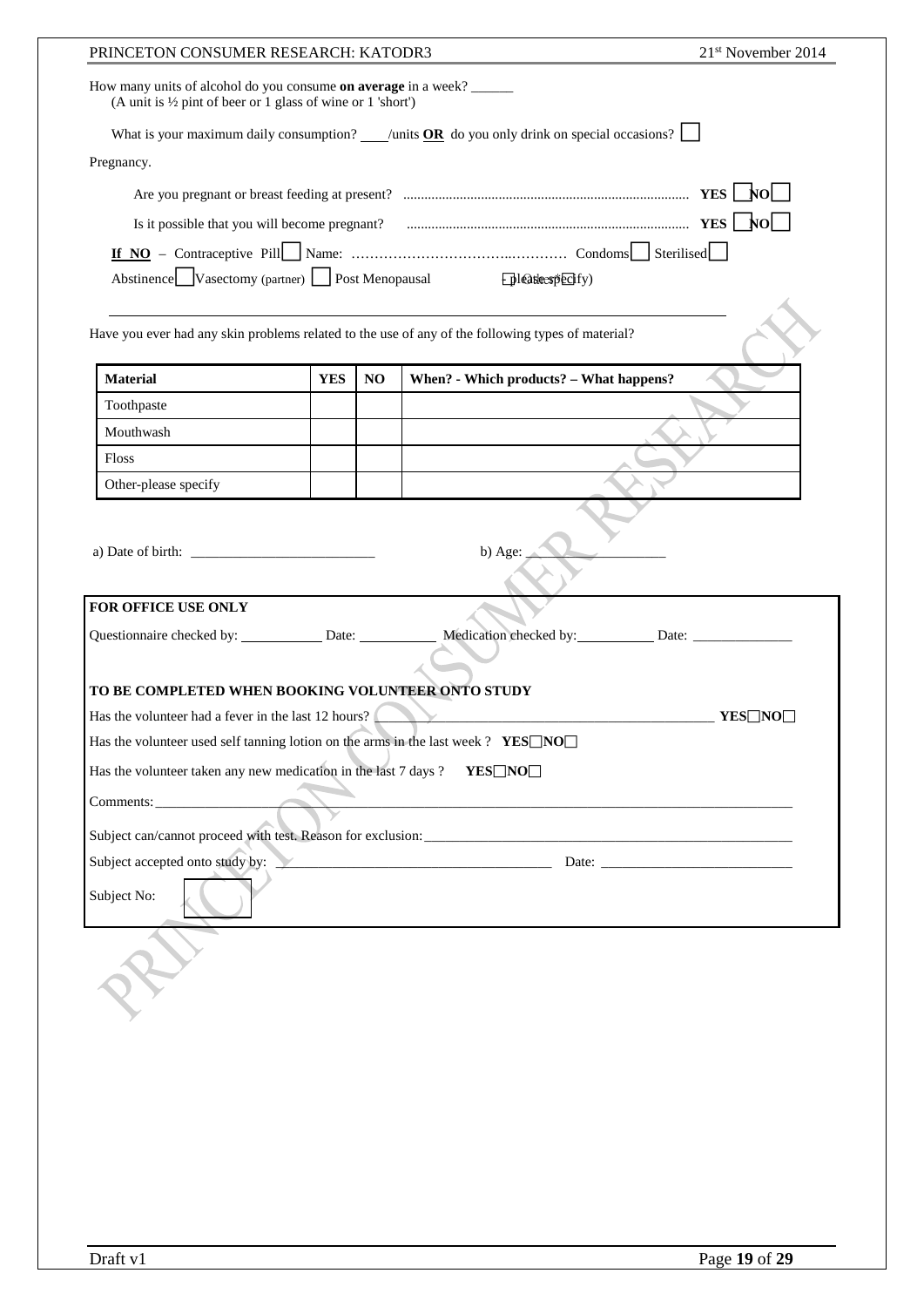How many units of alcohol do you consume **on average** in a week? ______
(A unit is ½ pint of beer or 1 glass of wine or 1 'short')

What is your maximum daily consumption? ____/units **OR** do you only drink on special occasions? ☐

Pregnancy.

Are you pregnant or breast feeding at present? ................................................................................ **YES** ☐ **NO** ☐

Is it possible that you will become pregnant? ................................................................................ **YES** ☐ **NO** ☐

**If NO** – Contraceptive Pill ☐ Name: ……………………………..………… Condoms ☐ Sterilised ☐

Abstinence ☐ Vasectomy (partner) ☐ Post Menopausal ☐ Other (please specify)

Have you ever had any skin problems related to the use of any of the following types of material?

| Material | YES | NO | When? - Which products? – What happens? |
|---|---|---|---|
| Toothpaste | | | |
| Mouthwash | | | |
| Floss | | | |
| Other-please specify | | | |

a) Date of birth: ___________________________ b) Age: ____________________

**FOR OFFICE USE ONLY**

Questionnaire checked by: ___________ Date: ___________ Medication checked by: ___________ Date: ______________

**TO BE COMPLETED WHEN BOOKING VOLUNTEER ONTO STUDY**

Has the volunteer had a fever in the last 12 hours? ______________________________________________ **YES** ☐ **NO** ☐

Has the volunteer used self tanning lotion on the arms in the last week ? **YES** ☐ **NO** ☐

Has the volunteer taken any new medication in the last 7 days ? **YES** ☐ **NO** ☐

Comments: ______________________________________________________________________________

Subject can/cannot proceed with test. Reason for exclusion: ______________________________________________

Subject accepted onto study by: ________________________________________ Date: ___________________________

Subject No: ☐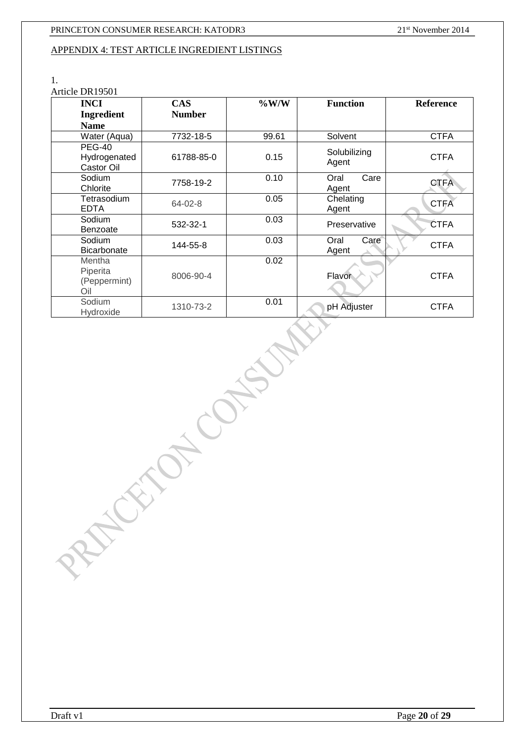## APPENDIX 4: TEST ARTICLE INGREDIENT LISTINGS

1.

Article DR19501

| INCI Ingredient Name | CAS Number | %W/W | Function | Reference |
|---|---|---|---|---|
| Water (Aqua) | 7732-18-5 | 99.61 | Solvent | CTFA |
| PEG-40 Hydrogenated Castor Oil | 61788-85-0 | 0.15 | Solubilizing Agent | CTFA |
| Sodium Chlorite | 7758-19-2 | 0.10 | Oral Care Agent | CTFA |
| Tetrasodium EDTA | 64-02-8 | 0.05 | Chelating Agent | CTFA |
| Sodium Benzoate | 532-32-1 | 0.03 | Preservative | CTFA |
| Sodium Bicarbonate | 144-55-8 | 0.03 | Oral Care Agent | CTFA |
| Mentha Piperita (Peppermint) Oil | 8006-90-4 | 0.02 | Flavor | CTFA |
| Sodium Hydroxide | 1310-73-2 | 0.01 | pH Adjuster | CTFA |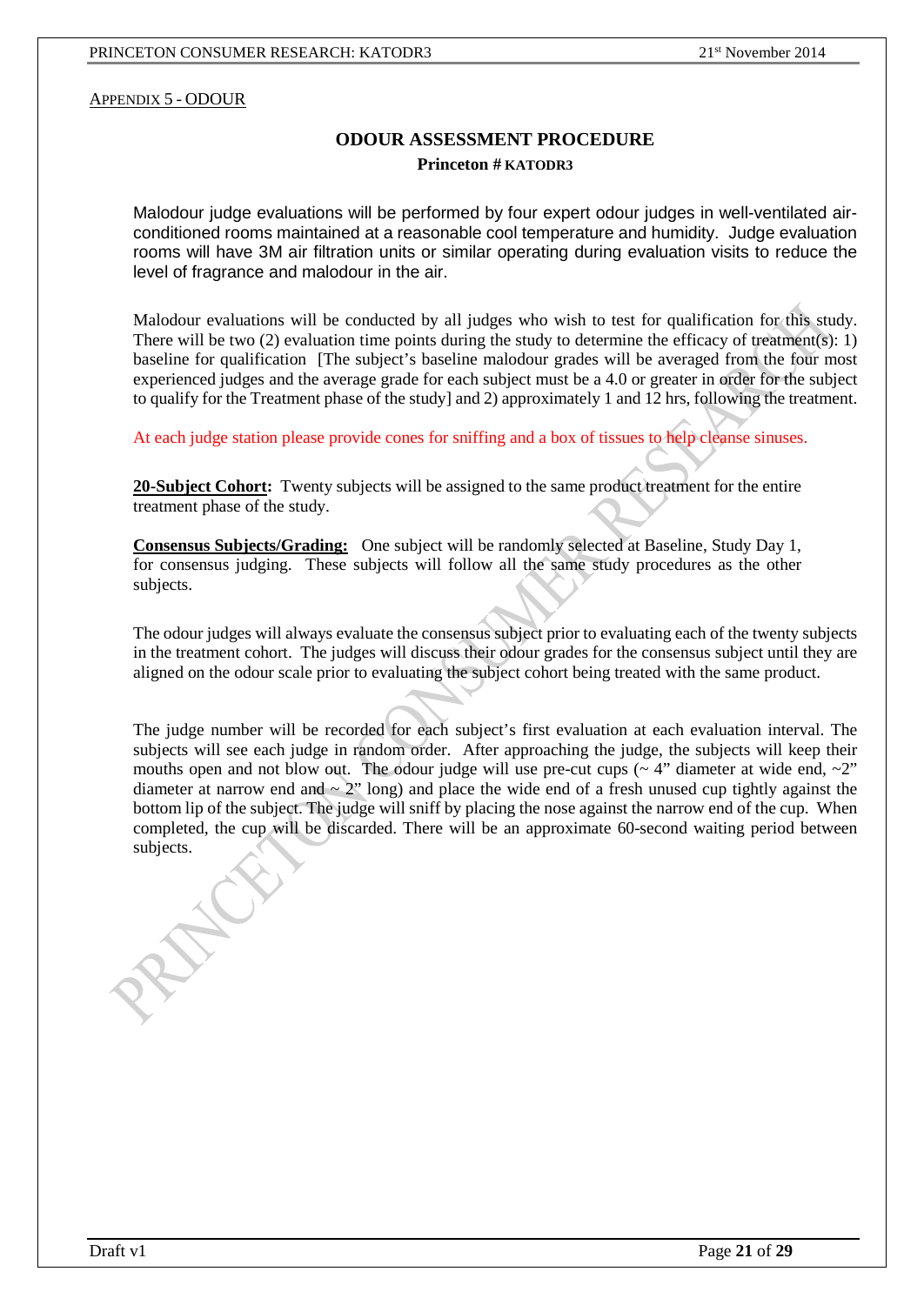APPENDIX 5 - ODOUR

## ODOUR ASSESSMENT PROCEDURE

**Princeton # KATODR3**

Malodour judge evaluations will be performed by four expert odour judges in well-ventilated air-conditioned rooms maintained at a reasonable cool temperature and humidity. Judge evaluation rooms will have 3M air filtration units or similar operating during evaluation visits to reduce the level of fragrance and malodour in the air.

Malodour evaluations will be conducted by all judges who wish to test for qualification for this study. There will be two (2) evaluation time points during the study to determine the efficacy of treatment(s): 1) baseline for qualification [The subject's baseline malodour grades will be averaged from the four most experienced judges and the average grade for each subject must be a 4.0 or greater in order for the subject to qualify for the Treatment phase of the study] and 2) approximately 1 and 12 hrs, following the treatment.

At each judge station please provide cones for sniffing and a box of tissues to help cleanse sinuses.

**20-Subject Cohort:** Twenty subjects will be assigned to the same product treatment for the entire treatment phase of the study.

**Consensus Subjects/Grading:** One subject will be randomly selected at Baseline, Study Day 1, for consensus judging. These subjects will follow all the same study procedures as the other subjects.

The odour judges will always evaluate the consensus subject prior to evaluating each of the twenty subjects in the treatment cohort. The judges will discuss their odour grades for the consensus subject until they are aligned on the odour scale prior to evaluating the subject cohort being treated with the same product.

The judge number will be recorded for each subject's first evaluation at each evaluation interval. The subjects will see each judge in random order. After approaching the judge, the subjects will keep their mouths open and not blow out. The odour judge will use pre-cut cups (~ 4" diameter at wide end, ~2" diameter at narrow end and ~ 2" long) and place the wide end of a fresh unused cup tightly against the bottom lip of the subject. The judge will sniff by placing the nose against the narrow end of the cup. When completed, the cup will be discarded. There will be an approximate 60-second waiting period between subjects.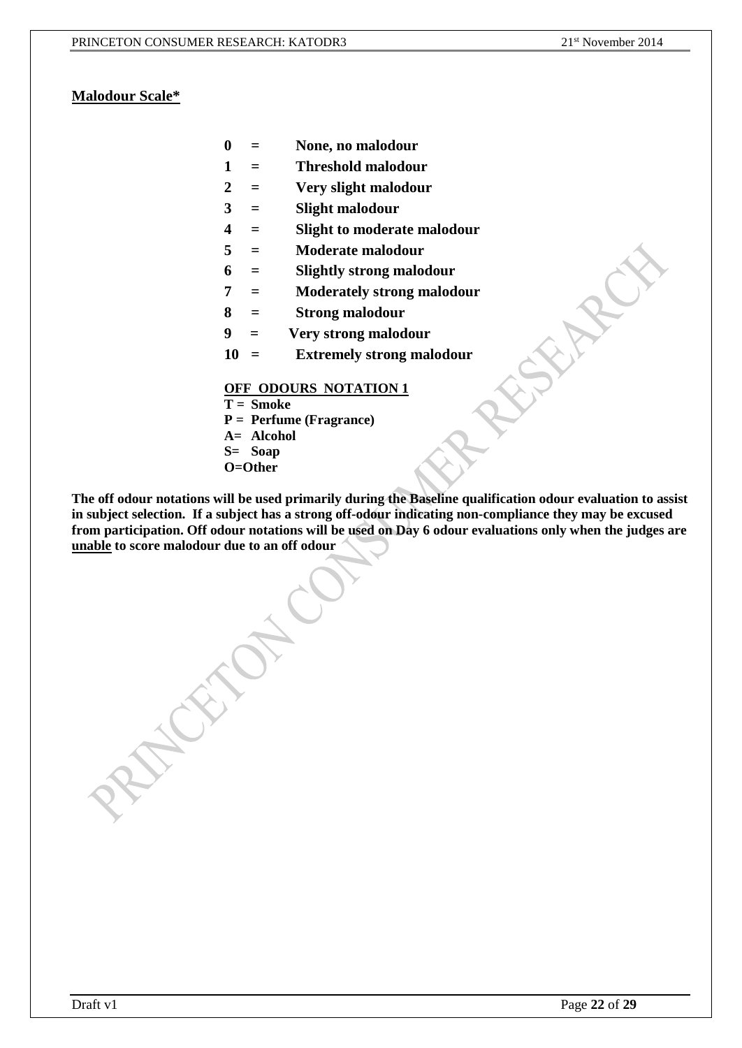## Malodour Scale*

**0 = None, no malodour**
**1 = Threshold malodour**
**2 = Very slight malodour**
**3 = Slight malodour**
**4 = Slight to moderate malodour**
**5 = Moderate malodour**
**6 = Slightly strong malodour**
**7 = Moderately strong malodour**
**8 = Strong malodour**
**9 = Very strong malodour**
**10 = Extremely strong malodour**

**OFF ODOURS NOTATION 1**

**T = Smoke**
**P = Perfume (Fragrance)**
**A= Alcohol**
**S= Soap**
**O=Other**

**The off odour notations will be used primarily during the Baseline qualification odour evaluation to assist in subject selection. If a subject has a strong off-odour indicating non-compliance they may be excused from participation. Off odour notations will be used on Day 6 odour evaluations only when the judges are unable to score malodour due to an off odour**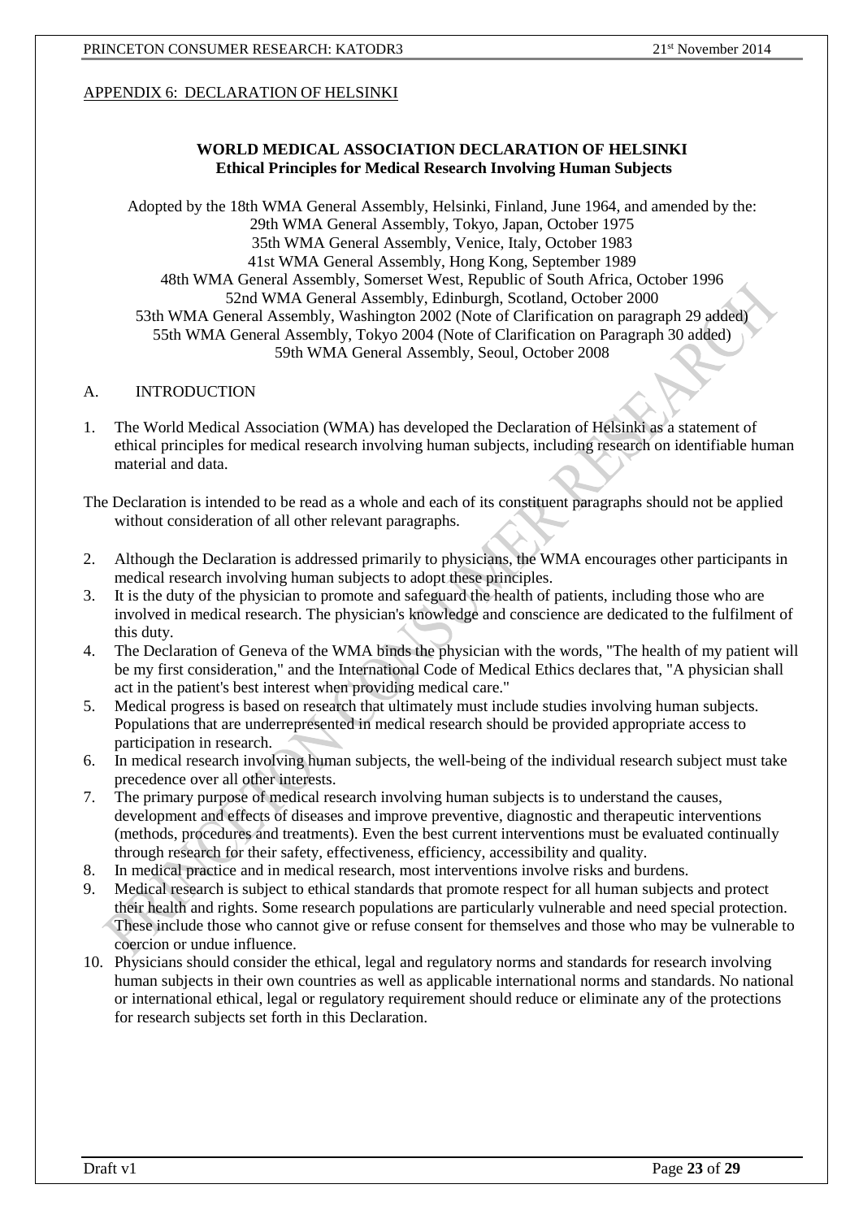APPENDIX 6: DECLARATION OF HELSINKI

## WORLD MEDICAL ASSOCIATION DECLARATION OF HELSINKI
### Ethical Principles for Medical Research Involving Human Subjects

Adopted by the 18th WMA General Assembly, Helsinki, Finland, June 1964, and amended by the:
29th WMA General Assembly, Tokyo, Japan, October 1975
35th WMA General Assembly, Venice, Italy, October 1983
41st WMA General Assembly, Hong Kong, September 1989
48th WMA General Assembly, Somerset West, Republic of South Africa, October 1996
52nd WMA General Assembly, Edinburgh, Scotland, October 2000
53th WMA General Assembly, Washington 2002 (Note of Clarification on paragraph 29 added)
55th WMA General Assembly, Tokyo 2004 (Note of Clarification on Paragraph 30 added)
59th WMA General Assembly, Seoul, October 2008

A. INTRODUCTION

1. The World Medical Association (WMA) has developed the Declaration of Helsinki as a statement of ethical principles for medical research involving human subjects, including research on identifiable human material and data.

The Declaration is intended to be read as a whole and each of its constituent paragraphs should not be applied without consideration of all other relevant paragraphs.

2. Although the Declaration is addressed primarily to physicians, the WMA encourages other participants in medical research involving human subjects to adopt these principles.
3. It is the duty of the physician to promote and safeguard the health of patients, including those who are involved in medical research. The physician's knowledge and conscience are dedicated to the fulfilment of this duty.
4. The Declaration of Geneva of the WMA binds the physician with the words, "The health of my patient will be my first consideration," and the International Code of Medical Ethics declares that, "A physician shall act in the patient's best interest when providing medical care."
5. Medical progress is based on research that ultimately must include studies involving human subjects. Populations that are underrepresented in medical research should be provided appropriate access to participation in research.
6. In medical research involving human subjects, the well-being of the individual research subject must take precedence over all other interests.
7. The primary purpose of medical research involving human subjects is to understand the causes, development and effects of diseases and improve preventive, diagnostic and therapeutic interventions (methods, procedures and treatments). Even the best current interventions must be evaluated continually through research for their safety, effectiveness, efficiency, accessibility and quality.
8. In medical practice and in medical research, most interventions involve risks and burdens.
9. Medical research is subject to ethical standards that promote respect for all human subjects and protect their health and rights. Some research populations are particularly vulnerable and need special protection. These include those who cannot give or refuse consent for themselves and those who may be vulnerable to coercion or undue influence.
10. Physicians should consider the ethical, legal and regulatory norms and standards for research involving human subjects in their own countries as well as applicable international norms and standards. No national or international ethical, legal or regulatory requirement should reduce or eliminate any of the protections for research subjects set forth in this Declaration.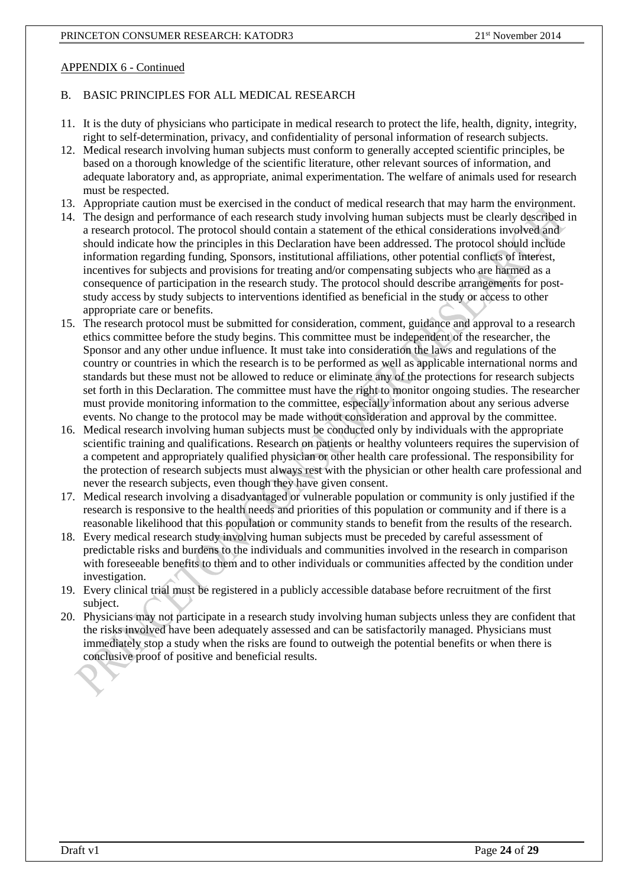APPENDIX 6 - Continued

## B. BASIC PRINCIPLES FOR ALL MEDICAL RESEARCH

11. It is the duty of physicians who participate in medical research to protect the life, health, dignity, integrity, right to self-determination, privacy, and confidentiality of personal information of research subjects.
12. Medical research involving human subjects must conform to generally accepted scientific principles, be based on a thorough knowledge of the scientific literature, other relevant sources of information, and adequate laboratory and, as appropriate, animal experimentation. The welfare of animals used for research must be respected.
13. Appropriate caution must be exercised in the conduct of medical research that may harm the environment.
14. The design and performance of each research study involving human subjects must be clearly described in a research protocol. The protocol should contain a statement of the ethical considerations involved and should indicate how the principles in this Declaration have been addressed. The protocol should include information regarding funding, Sponsors, institutional affiliations, other potential conflicts of interest, incentives for subjects and provisions for treating and/or compensating subjects who are harmed as a consequence of participation in the research study. The protocol should describe arrangements for post-study access by study subjects to interventions identified as beneficial in the study or access to other appropriate care or benefits.
15. The research protocol must be submitted for consideration, comment, guidance and approval to a research ethics committee before the study begins. This committee must be independent of the researcher, the Sponsor and any other undue influence. It must take into consideration the laws and regulations of the country or countries in which the research is to be performed as well as applicable international norms and standards but these must not be allowed to reduce or eliminate any of the protections for research subjects set forth in this Declaration. The committee must have the right to monitor ongoing studies. The researcher must provide monitoring information to the committee, especially information about any serious adverse events. No change to the protocol may be made without consideration and approval by the committee.
16. Medical research involving human subjects must be conducted only by individuals with the appropriate scientific training and qualifications. Research on patients or healthy volunteers requires the supervision of a competent and appropriately qualified physician or other health care professional. The responsibility for the protection of research subjects must always rest with the physician or other health care professional and never the research subjects, even though they have given consent.
17. Medical research involving a disadvantaged or vulnerable population or community is only justified if the research is responsive to the health needs and priorities of this population or community and if there is a reasonable likelihood that this population or community stands to benefit from the results of the research.
18. Every medical research study involving human subjects must be preceded by careful assessment of predictable risks and burdens to the individuals and communities involved in the research in comparison with foreseeable benefits to them and to other individuals or communities affected by the condition under investigation.
19. Every clinical trial must be registered in a publicly accessible database before recruitment of the first subject.
20. Physicians may not participate in a research study involving human subjects unless they are confident that the risks involved have been adequately assessed and can be satisfactorily managed. Physicians must immediately stop a study when the risks are found to outweigh the potential benefits or when there is conclusive proof of positive and beneficial results.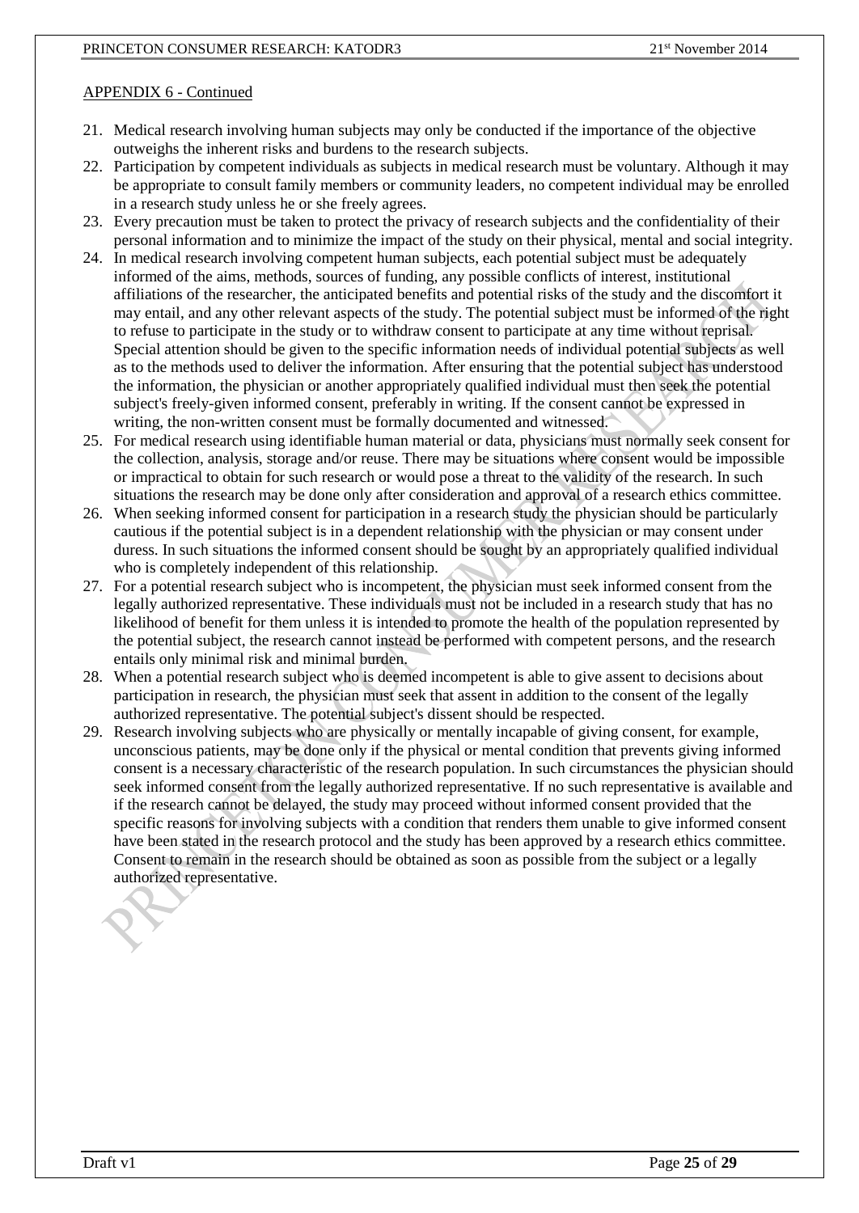APPENDIX 6 - Continued

21. Medical research involving human subjects may only be conducted if the importance of the objective outweighs the inherent risks and burdens to the research subjects.
22. Participation by competent individuals as subjects in medical research must be voluntary. Although it may be appropriate to consult family members or community leaders, no competent individual may be enrolled in a research study unless he or she freely agrees.
23. Every precaution must be taken to protect the privacy of research subjects and the confidentiality of their personal information and to minimize the impact of the study on their physical, mental and social integrity.
24. In medical research involving competent human subjects, each potential subject must be adequately informed of the aims, methods, sources of funding, any possible conflicts of interest, institutional affiliations of the researcher, the anticipated benefits and potential risks of the study and the discomfort it may entail, and any other relevant aspects of the study. The potential subject must be informed of the right to refuse to participate in the study or to withdraw consent to participate at any time without reprisal. Special attention should be given to the specific information needs of individual potential subjects as well as to the methods used to deliver the information. After ensuring that the potential subject has understood the information, the physician or another appropriately qualified individual must then seek the potential subject's freely-given informed consent, preferably in writing. If the consent cannot be expressed in writing, the non-written consent must be formally documented and witnessed.
25. For medical research using identifiable human material or data, physicians must normally seek consent for the collection, analysis, storage and/or reuse. There may be situations where consent would be impossible or impractical to obtain for such research or would pose a threat to the validity of the research. In such situations the research may be done only after consideration and approval of a research ethics committee.
26. When seeking informed consent for participation in a research study the physician should be particularly cautious if the potential subject is in a dependent relationship with the physician or may consent under duress. In such situations the informed consent should be sought by an appropriately qualified individual who is completely independent of this relationship.
27. For a potential research subject who is incompetent, the physician must seek informed consent from the legally authorized representative. These individuals must not be included in a research study that has no likelihood of benefit for them unless it is intended to promote the health of the population represented by the potential subject, the research cannot instead be performed with competent persons, and the research entails only minimal risk and minimal burden.
28. When a potential research subject who is deemed incompetent is able to give assent to decisions about participation in research, the physician must seek that assent in addition to the consent of the legally authorized representative. The potential subject's dissent should be respected.
29. Research involving subjects who are physically or mentally incapable of giving consent, for example, unconscious patients, may be done only if the physical or mental condition that prevents giving informed consent is a necessary characteristic of the research population. In such circumstances the physician should seek informed consent from the legally authorized representative. If no such representative is available and if the research cannot be delayed, the study may proceed without informed consent provided that the specific reasons for involving subjects with a condition that renders them unable to give informed consent have been stated in the research protocol and the study has been approved by a research ethics committee. Consent to remain in the research should be obtained as soon as possible from the subject or a legally authorized representative.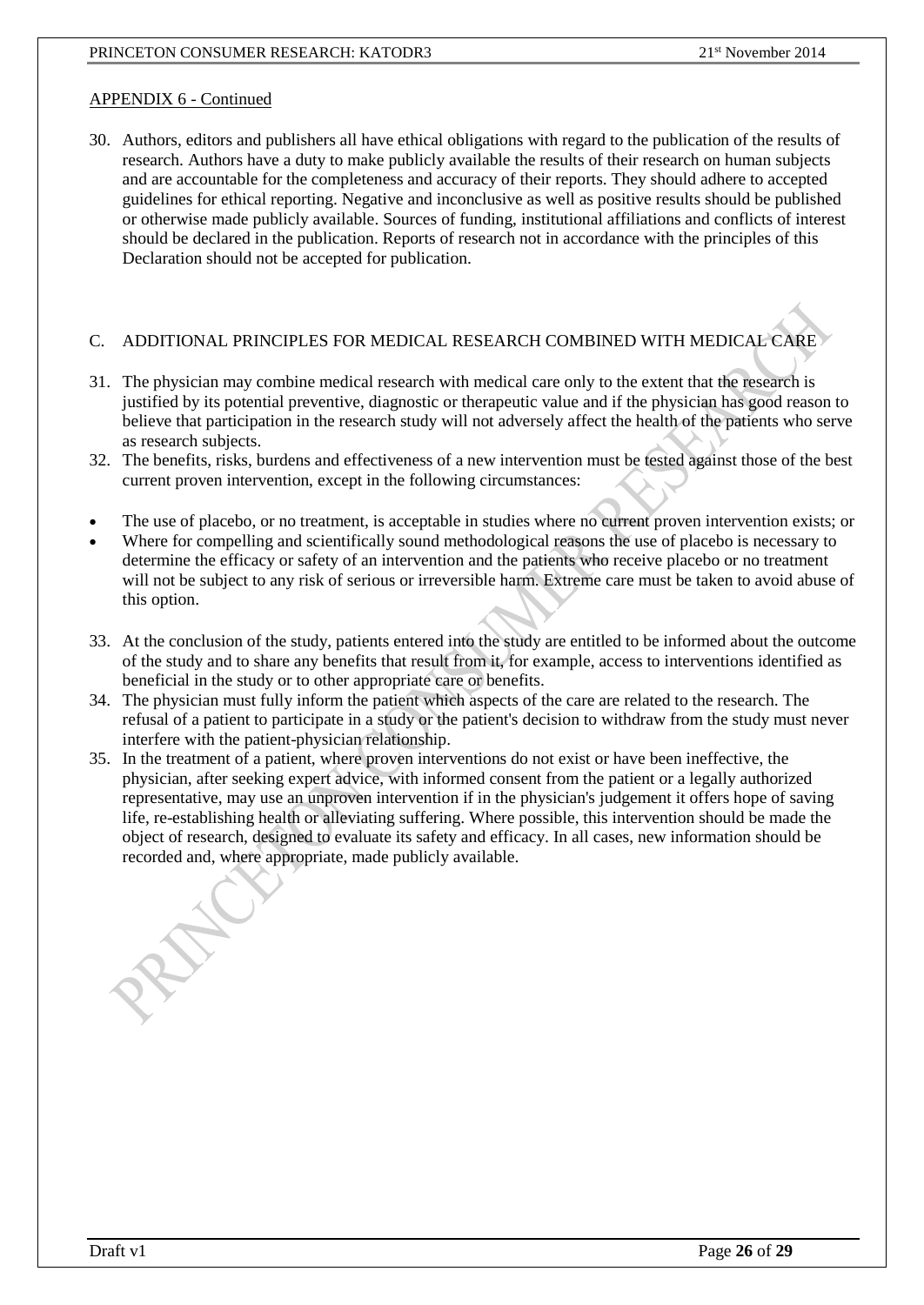APPENDIX 6 - Continued

30. Authors, editors and publishers all have ethical obligations with regard to the publication of the results of research. Authors have a duty to make publicly available the results of their research on human subjects and are accountable for the completeness and accuracy of their reports. They should adhere to accepted guidelines for ethical reporting. Negative and inconclusive as well as positive results should be published or otherwise made publicly available. Sources of funding, institutional affiliations and conflicts of interest should be declared in the publication. Reports of research not in accordance with the principles of this Declaration should not be accepted for publication.

## C. ADDITIONAL PRINCIPLES FOR MEDICAL RESEARCH COMBINED WITH MEDICAL CARE

31. The physician may combine medical research with medical care only to the extent that the research is justified by its potential preventive, diagnostic or therapeutic value and if the physician has good reason to believe that participation in the research study will not adversely affect the health of the patients who serve as research subjects.
32. The benefits, risks, burdens and effectiveness of a new intervention must be tested against those of the best current proven intervention, except in the following circumstances:

- The use of placebo, or no treatment, is acceptable in studies where no current proven intervention exists; or
- Where for compelling and scientifically sound methodological reasons the use of placebo is necessary to determine the efficacy or safety of an intervention and the patients who receive placebo or no treatment will not be subject to any risk of serious or irreversible harm. Extreme care must be taken to avoid abuse of this option.

33. At the conclusion of the study, patients entered into the study are entitled to be informed about the outcome of the study and to share any benefits that result from it, for example, access to interventions identified as beneficial in the study or to other appropriate care or benefits.
34. The physician must fully inform the patient which aspects of the care are related to the research. The refusal of a patient to participate in a study or the patient's decision to withdraw from the study must never interfere with the patient-physician relationship.
35. In the treatment of a patient, where proven interventions do not exist or have been ineffective, the physician, after seeking expert advice, with informed consent from the patient or a legally authorized representative, may use an unproven intervention if in the physician's judgement it offers hope of saving life, re-establishing health or alleviating suffering. Where possible, this intervention should be made the object of research, designed to evaluate its safety and efficacy. In all cases, new information should be recorded and, where appropriate, made publicly available.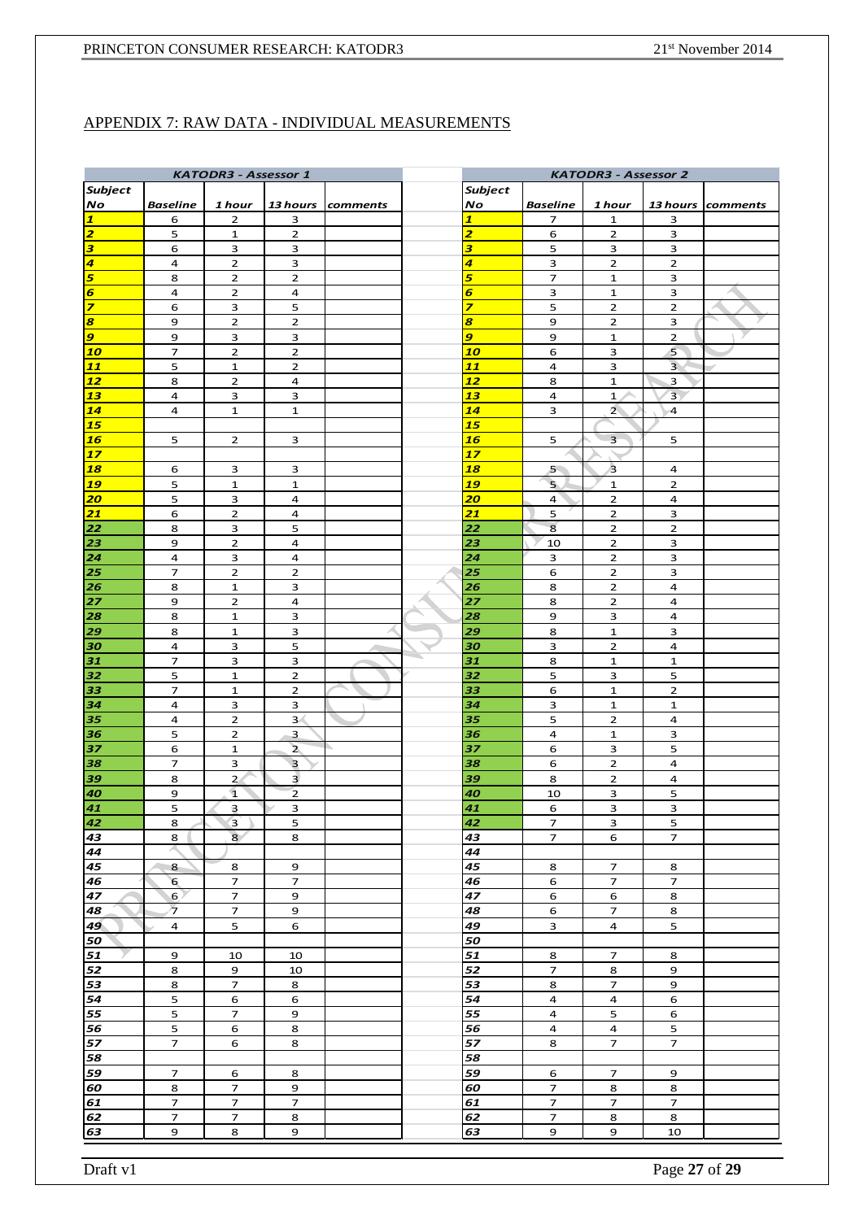## APPENDIX 7: RAW DATA - INDIVIDUAL MEASUREMENTS

| KATODR3 - Assessor 1 | | | | |
|---|---|---|---|---|
| Subject No | Baseline | 1 hour | 13 hours | comments |
| 1 | 6 | 2 | 3 | |
| 2 | 5 | 1 | 2 | |
| 3 | 6 | 3 | 3 | |
| 4 | 4 | 2 | 3 | |
| 5 | 8 | 2 | 2 | |
| 6 | 4 | 2 | 4 | |
| 7 | 6 | 3 | 5 | |
| 8 | 9 | 2 | 2 | |
| 9 | 9 | 3 | 3 | |
| 10 | 7 | 2 | 2 | |
| 11 | 5 | 1 | 2 | |
| 12 | 8 | 2 | 4 | |
| 13 | 4 | 3 | 3 | |
| 14 | 4 | 1 | 1 | |
| 15 | | | | |
| 16 | 5 | 2 | 3 | |
| 17 | | | | |
| 18 | 6 | 3 | 3 | |
| 19 | 5 | 1 | 1 | |
| 20 | 5 | 3 | 4 | |
| 21 | 6 | 2 | 4 | |
| 22 | 8 | 3 | 5 | |
| 23 | 9 | 2 | 4 | |
| 24 | 4 | 3 | 4 | |
| 25 | 7 | 2 | 2 | |
| 26 | 8 | 1 | 3 | |
| 27 | 9 | 2 | 4 | |
| 28 | 8 | 1 | 3 | |
| 29 | 8 | 1 | 3 | |
| 30 | 4 | 3 | 5 | |
| 31 | 7 | 3 | 3 | |
| 32 | 5 | 1 | 2 | |
| 33 | 7 | 1 | 2 | |
| 34 | 4 | 3 | 3 | |
| 35 | 4 | 2 | 3 | |
| 36 | 5 | 2 | 3 | |
| 37 | 6 | 1 | 2 | |
| 38 | 7 | 3 | 3 | |
| 39 | 8 | 2 | 3 | |
| 40 | 9 | 1 | 2 | |
| 41 | 5 | 3 | 3 | |
| 42 | 8 | 3 | 5 | |
| 43 | 8 | 8 | 8 | |
| 44 | | | | |
| 45 | 8 | 8 | 9 | |
| 46 | 6 | 7 | 7 | |
| 47 | 6 | 7 | 9 | |
| 48 | 7 | 7 | 9 | |
| 49 | 4 | 5 | 6 | |
| 50 | | | | |
| 51 | 9 | 10 | 10 | |
| 52 | 8 | 9 | 10 | |
| 53 | 8 | 7 | 8 | |
| 54 | 5 | 6 | 6 | |
| 55 | 5 | 7 | 9 | |
| 56 | 5 | 6 | 8 | |
| 57 | 7 | 6 | 8 | |
| 58 | | | | |
| 59 | 7 | 6 | 8 | |
| 60 | 8 | 7 | 9 | |
| 61 | 7 | 7 | 7 | |
| 62 | 7 | 7 | 8 | |
| 63 | 9 | 8 | 9 | |

| KATODR3 - Assessor 2 | | | | |
|---|---|---|---|---|
| Subject No | Baseline | 1 hour | 13 hours | comments |
| 1 | 7 | 1 | 3 | |
| 2 | 6 | 2 | 3 | |
| 3 | 5 | 3 | 3 | |
| 4 | 3 | 2 | 2 | |
| 5 | 7 | 1 | 3 | |
| 6 | 3 | 1 | 3 | |
| 7 | 5 | 2 | 2 | |
| 8 | 9 | 2 | 3 | |
| 9 | 9 | 1 | 2 | |
| 10 | 6 | 3 | 5 | |
| 11 | 4 | 3 | 3 | |
| 12 | 8 | 1 | 3 | |
| 13 | 4 | 1 | 3 | |
| 14 | 3 | 2 | 4 | |
| 15 | | | | |
| 16 | 5 | 3 | 5 | |
| 17 | | | | |
| 18 | 5 | 3 | 4 | |
| 19 | 5 | 1 | 2 | |
| 20 | 4 | 2 | 4 | |
| 21 | 5 | 2 | 3 | |
| 22 | 8 | 2 | 2 | |
| 23 | 10 | 2 | 3 | |
| 24 | 3 | 2 | 3 | |
| 25 | 6 | 2 | 3 | |
| 26 | 8 | 2 | 4 | |
| 27 | 8 | 2 | 4 | |
| 28 | 9 | 3 | 4 | |
| 29 | 8 | 1 | 3 | |
| 30 | 3 | 2 | 4 | |
| 31 | 8 | 1 | 1 | |
| 32 | 5 | 3 | 5 | |
| 33 | 6 | 1 | 2 | |
| 34 | 3 | 1 | 1 | |
| 35 | 5 | 2 | 4 | |
| 36 | 4 | 1 | 3 | |
| 37 | 6 | 3 | 5 | |
| 38 | 6 | 2 | 4 | |
| 39 | 8 | 2 | 4 | |
| 40 | 10 | 3 | 5 | |
| 41 | 6 | 3 | 3 | |
| 42 | 7 | 3 | 5 | |
| 43 | 7 | 6 | 7 | |
| 44 | | | | |
| 45 | 8 | 7 | 8 | |
| 46 | 6 | 7 | 7 | |
| 47 | 6 | 6 | 8 | |
| 48 | 6 | 7 | 8 | |
| 49 | 3 | 4 | 5 | |
| 50 | | | | |
| 51 | 8 | 7 | 8 | |
| 52 | 7 | 8 | 9 | |
| 53 | 8 | 7 | 9 | |
| 54 | 4 | 4 | 6 | |
| 55 | 4 | 5 | 6 | |
| 56 | 4 | 4 | 5 | |
| 57 | 8 | 7 | 7 | |
| 58 | | | | |
| 59 | 6 | 7 | 9 | |
| 60 | 7 | 8 | 8 | |
| 61 | 7 | 7 | 7 | |
| 62 | 7 | 8 | 8 | |
| 63 | 9 | 9 | 10 | |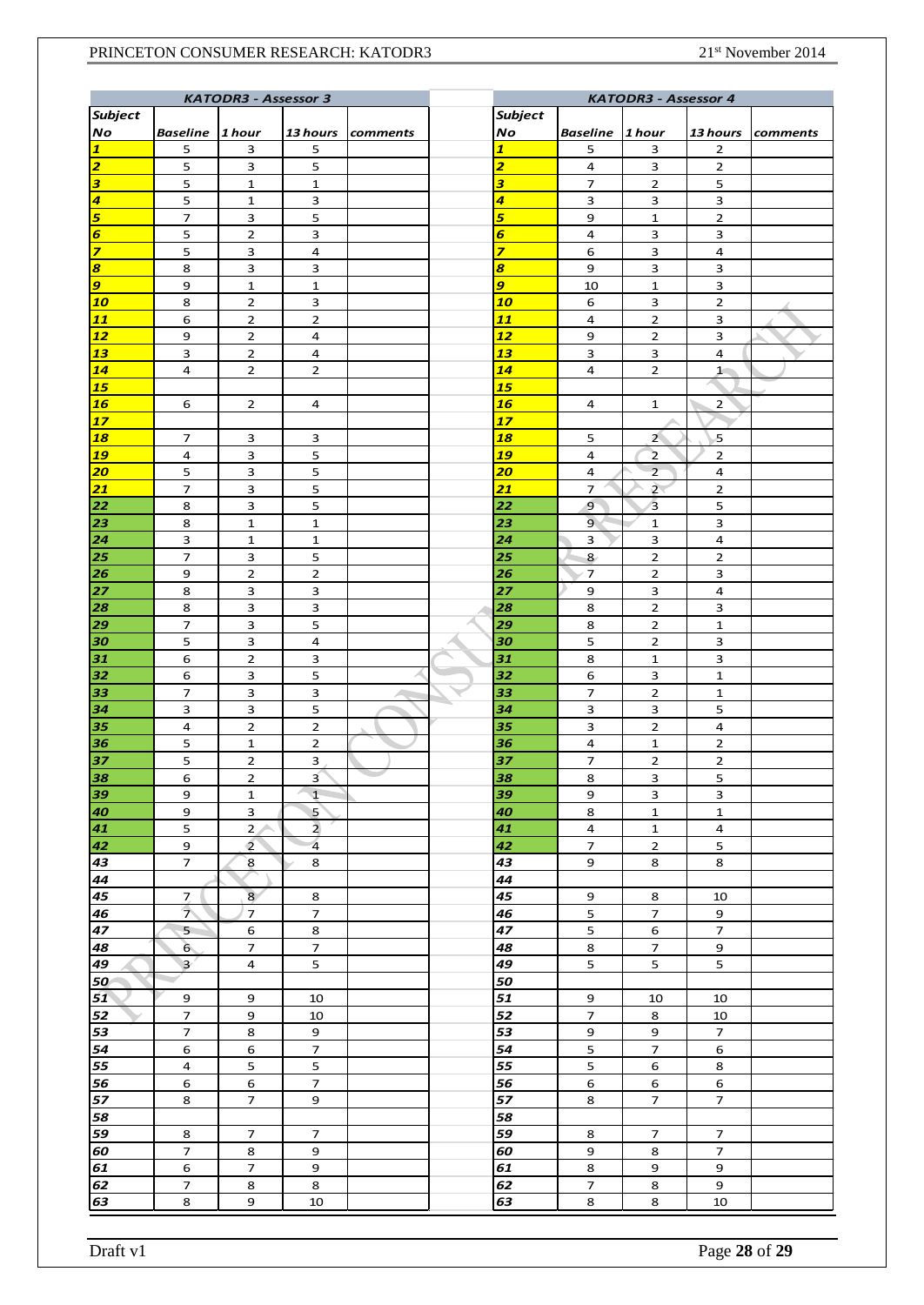| KATODR3 - Assessor 3 | | | |
|---|---|---|---|
| Subject No | Baseline | 1 hour | 13 hours | comments |

| Subject No | Baseline | 1 hour | 13 hours | comments |
|---|---|---|---|---|
| 1 | 5 | 3 | 5 | |
| 2 | 5 | 3 | 5 | |
| 3 | 5 | 1 | 1 | |
| 4 | 5 | 1 | 3 | |
| 5 | 7 | 3 | 5 | |
| 6 | 5 | 2 | 3 | |
| 7 | 5 | 3 | 4 | |
| 8 | 8 | 3 | 3 | |
| 9 | 9 | 1 | 1 | |
| 10 | 8 | 2 | 3 | |
| 11 | 6 | 2 | 2 | |
| 12 | 9 | 2 | 4 | |
| 13 | 3 | 2 | 4 | |
| 14 | 4 | 2 | 2 | |
| 15 | | | | |
| 16 | 6 | 2 | 4 | |
| 17 | | | | |
| 18 | 7 | 3 | 3 | |
| 19 | 4 | 3 | 5 | |
| 20 | 5 | 3 | 5 | |
| 21 | 7 | 3 | 5 | |
| 22 | 8 | 3 | 5 | |
| 23 | 8 | 1 | 1 | |
| 24 | 3 | 1 | 1 | |
| 25 | 7 | 3 | 5 | |
| 26 | 9 | 2 | 2 | |
| 27 | 8 | 3 | 3 | |
| 28 | 8 | 3 | 3 | |
| 29 | 7 | 3 | 5 | |
| 30 | 5 | 3 | 4 | |
| 31 | 6 | 2 | 3 | |
| 32 | 6 | 3 | 5 | |
| 33 | 7 | 3 | 3 | |
| 34 | 3 | 3 | 5 | |
| 35 | 4 | 2 | 2 | |
| 36 | 5 | 1 | 2 | |
| 37 | 5 | 2 | 3 | |
| 38 | 6 | 2 | 3 | |
| 39 | 9 | 1 | 1 | |
| 40 | 9 | 3 | 5 | |
| 41 | 5 | 2 | 2 | |
| 42 | 9 | 2 | 4 | |
| 43 | 7 | 8 | 8 | |
| 44 | | | | |
| 45 | 7 | 8 | 8 | |
| 46 | 7 | 7 | 7 | |
| 47 | 5 | 6 | 8 | |
| 48 | 6 | 7 | 7 | |
| 49 | 3 | 4 | 5 | |
| 50 | | | | |
| 51 | 9 | 9 | 10 | |
| 52 | 7 | 9 | 10 | |
| 53 | 7 | 8 | 9 | |
| 54 | 6 | 6 | 7 | |
| 55 | 4 | 5 | 5 | |
| 56 | 6 | 6 | 7 | |
| 57 | 8 | 7 | 9 | |
| 58 | | | | |
| 59 | 8 | 7 | 7 | |
| 60 | 7 | 8 | 9 | |
| 61 | 6 | 7 | 9 | |
| 62 | 7 | 8 | 8 | |
| 63 | 8 | 9 | 10 | |

**KATODR3 - Assessor 4**

| Subject No | Baseline | 1 hour | 13 hours | comments |
|---|---|---|---|---|
| 1 | 5 | 3 | 2 | |
| 2 | 4 | 3 | 2 | |
| 3 | 7 | 2 | 5 | |
| 4 | 3 | 3 | 3 | |
| 5 | 9 | 1 | 2 | |
| 6 | 4 | 3 | 3 | |
| 7 | 6 | 3 | 4 | |
| 8 | 9 | 3 | 3 | |
| 9 | 10 | 1 | 3 | |
| 10 | 6 | 3 | 2 | |
| 11 | 4 | 2 | 3 | |
| 12 | 9 | 2 | 3 | |
| 13 | 3 | 3 | 4 | |
| 14 | 4 | 2 | 1 | |
| 15 | | | | |
| 16 | 4 | 1 | 2 | |
| 17 | | | | |
| 18 | 5 | 2 | 5 | |
| 19 | 4 | 2 | 2 | |
| 20 | 4 | 2 | 4 | |
| 21 | 7 | 2 | 2 | |
| 22 | 9 | 3 | 5 | |
| 23 | 9 | 1 | 3 | |
| 24 | 3 | 3 | 4 | |
| 25 | 8 | 2 | 2 | |
| 26 | 7 | 2 | 3 | |
| 27 | 9 | 3 | 4 | |
| 28 | 8 | 2 | 3 | |
| 29 | 8 | 2 | 1 | |
| 30 | 5 | 2 | 3 | |
| 31 | 8 | 1 | 3 | |
| 32 | 6 | 3 | 1 | |
| 33 | 7 | 2 | 1 | |
| 34 | 3 | 3 | 5 | |
| 35 | 3 | 2 | 4 | |
| 36 | 4 | 1 | 2 | |
| 37 | 7 | 2 | 2 | |
| 38 | 8 | 3 | 5 | |
| 39 | 9 | 3 | 3 | |
| 40 | 8 | 1 | 1 | |
| 41 | 4 | 1 | 4 | |
| 42 | 7 | 2 | 5 | |
| 43 | 9 | 8 | 8 | |
| 44 | | | | |
| 45 | 9 | 8 | 10 | |
| 46 | 5 | 7 | 9 | |
| 47 | 5 | 6 | 7 | |
| 48 | 8 | 7 | 9 | |
| 49 | 5 | 5 | 5 | |
| 50 | | | | |
| 51 | 9 | 10 | 10 | |
| 52 | 7 | 8 | 10 | |
| 53 | 9 | 9 | 7 | |
| 54 | 5 | 7 | 6 | |
| 55 | 5 | 6 | 8 | |
| 56 | 6 | 6 | 6 | |
| 57 | 8 | 7 | 7 | |
| 58 | | | | |
| 59 | 8 | 7 | 7 | |
| 60 | 9 | 8 | 7 | |
| 61 | 8 | 9 | 9 | |
| 62 | 7 | 8 | 9 | |
| 63 | 8 | 8 | 10 | |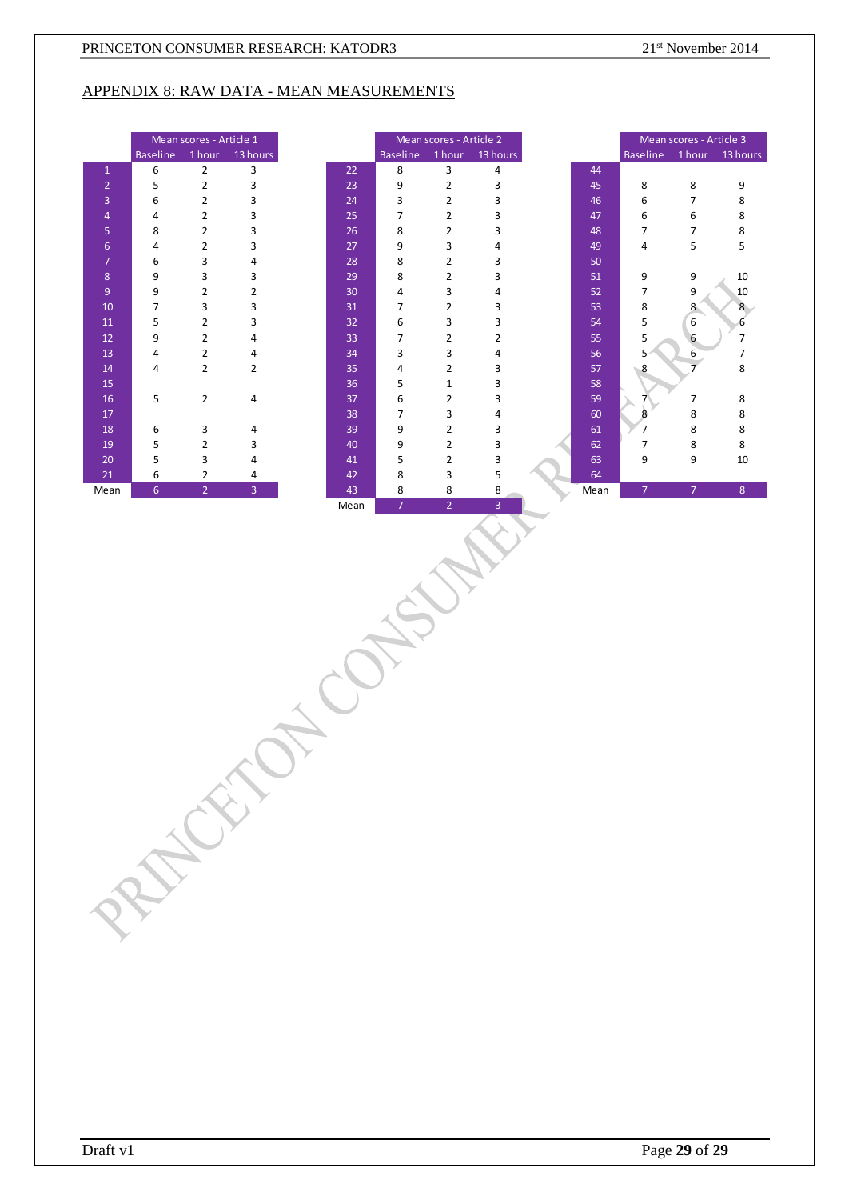## APPENDIX 8: RAW DATA - MEAN MEASUREMENTS

| | Mean scores - Article 1 | | |
|---|---|---|---|
| | Baseline | 1 hour | 13 hours |
| 1 | 6 | 2 | 3 |
| 2 | 5 | 2 | 3 |
| 3 | 6 | 2 | 3 |
| 4 | 4 | 2 | 3 |
| 5 | 8 | 2 | 3 |
| 6 | 4 | 2 | 3 |
| 7 | 6 | 3 | 4 |
| 8 | 9 | 3 | 3 |
| 9 | 9 | 2 | 2 |
| 10 | 7 | 3 | 3 |
| 11 | 5 | 2 | 3 |
| 12 | 9 | 2 | 4 |
| 13 | 4 | 2 | 4 |
| 14 | 4 | 2 | 2 |
| 15 | | | |
| 16 | 5 | 2 | 4 |
| 17 | | | |
| 18 | 6 | 3 | 4 |
| 19 | 5 | 2 | 3 |
| 20 | 5 | 3 | 4 |
| 21 | 6 | 2 | 4 |
| Mean | 6 | 2 | 3 |

| | Mean scores - Article 2 | | |
|---|---|---|---|
| | Baseline | 1 hour | 13 hours |
| 22 | 8 | 3 | 4 |
| 23 | 9 | 2 | 3 |
| 24 | 3 | 2 | 3 |
| 25 | 7 | 2 | 3 |
| 26 | 8 | 2 | 3 |
| 27 | 9 | 3 | 4 |
| 28 | 8 | 2 | 3 |
| 29 | 8 | 2 | 3 |
| 30 | 4 | 3 | 4 |
| 31 | 7 | 2 | 3 |
| 32 | 6 | 3 | 3 |
| 33 | 7 | 2 | 2 |
| 34 | 3 | 3 | 4 |
| 35 | 4 | 2 | 3 |
| 36 | 5 | 1 | 3 |
| 37 | 6 | 2 | 3 |
| 38 | 7 | 3 | 4 |
| 39 | 9 | 2 | 3 |
| 40 | 9 | 2 | 3 |
| 41 | 5 | 2 | 3 |
| 42 | 8 | 3 | 5 |
| 43 | 8 | 8 | 8 |
| Mean | 7 | 2 | 3 |

| | Mean scores - Article 3 | | |
|---|---|---|---|
| | Baseline | 1 hour | 13 hours |
| 44 | | | |
| 45 | 8 | 8 | 9 |
| 46 | 6 | 7 | 8 |
| 47 | 6 | 6 | 8 |
| 48 | 7 | 7 | 8 |
| 49 | 4 | 5 | 5 |
| 50 | | | |
| 51 | 9 | 9 | 10 |
| 52 | 7 | 9 | 10 |
| 53 | 8 | 8 | 8 |
| 54 | 5 | 6 | 6 |
| 55 | 5 | 6 | 7 |
| 56 | 5 | 6 | 7 |
| 57 | 8 | 7 | 8 |
| 58 | | | |
| 59 | 7 | 7 | 8 |
| 60 | 8 | 8 | 8 |
| 61 | 7 | 8 | 8 |
| 62 | 7 | 8 | 8 |
| 63 | 9 | 9 | 10 |
| 64 | | | |
| Mean | 7 | 7 | 8 |

Draft v1